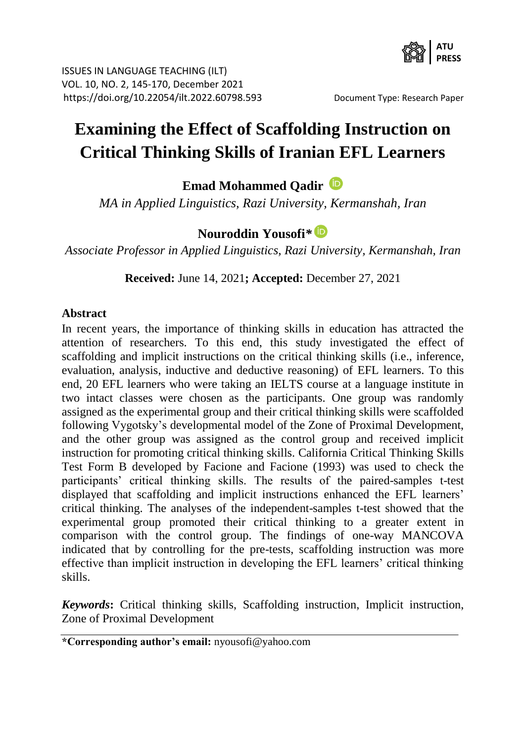ISSUES IN LANGUAGE TEACHING (ILT)
VOL. 10, NO. 2, 145-170, December 2021
https://doi.org/10.22054/ilt.2022.60798.593

Document Type: Research Paper

# Examining the Effect of Scaffolding Instruction on Critical Thinking Skills of Iranian EFL Learners

**Emad Mohammed Qadir**

*MA in Applied Linguistics, Razi University, Kermanshah, Iran*

**Nouroddin Yousofi***

*Associate Professor in Applied Linguistics, Razi University, Kermanshah, Iran*

**Received:** June 14, 2021**; Accepted:** December 27, 2021

## Abstract

In recent years, the importance of thinking skills in education has attracted the attention of researchers. To this end, this study investigated the effect of scaffolding and implicit instructions on the critical thinking skills (i.e., inference, evaluation, analysis, inductive and deductive reasoning) of EFL learners. To this end, 20 EFL learners who were taking an IELTS course at a language institute in two intact classes were chosen as the participants. One group was randomly assigned as the experimental group and their critical thinking skills were scaffolded following Vygotsky's developmental model of the Zone of Proximal Development, and the other group was assigned as the control group and received implicit instruction for promoting critical thinking skills. California Critical Thinking Skills Test Form B developed by Facione and Facione (1993) was used to check the participants' critical thinking skills. The results of the paired-samples t-test displayed that scaffolding and implicit instructions enhanced the EFL learners' critical thinking. The analyses of the independent-samples t-test showed that the experimental group promoted their critical thinking to a greater extent in comparison with the control group. The findings of one-way MANCOVA indicated that by controlling for the pre-tests, scaffolding instruction was more effective than implicit instruction in developing the EFL learners' critical thinking skills.

***Keywords*:** Critical thinking skills, Scaffolding instruction, Implicit instruction, Zone of Proximal Development

**\*Corresponding author's email:** nyousofi@yahoo.com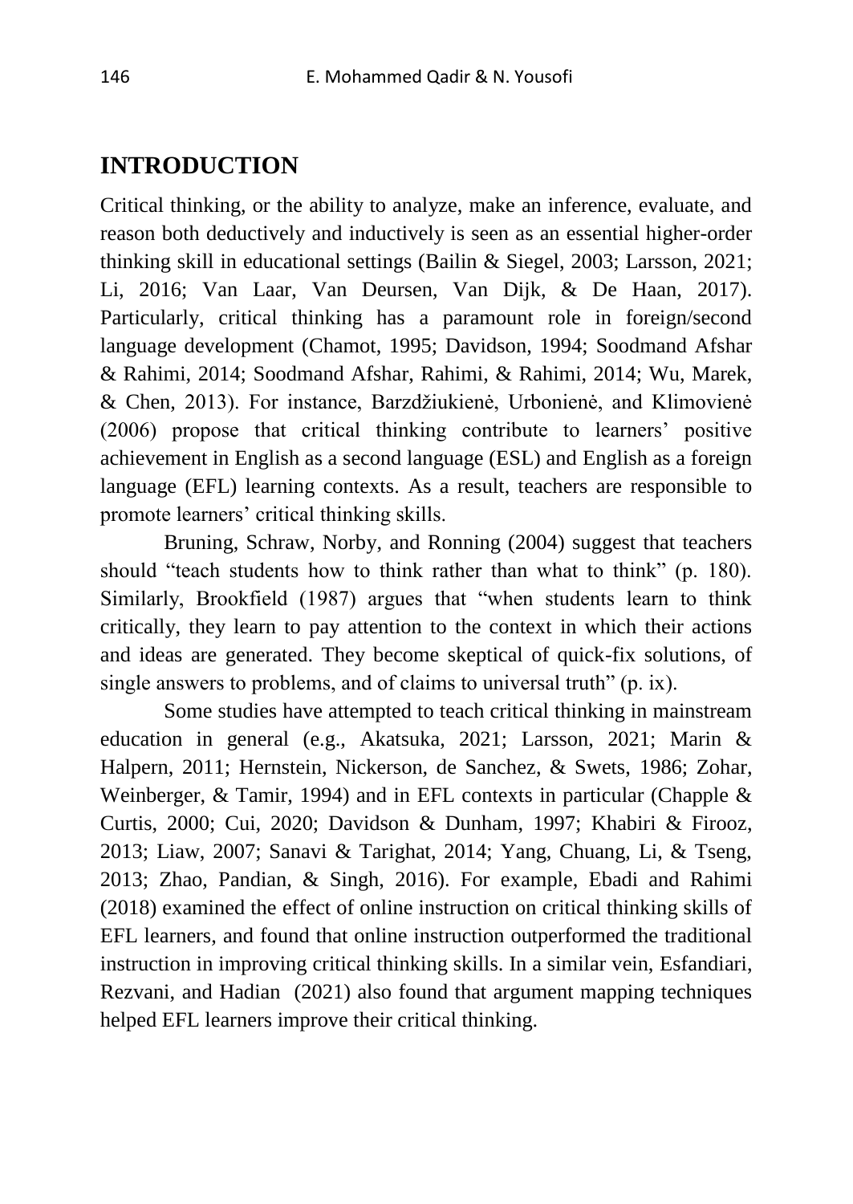# INTRODUCTION

Critical thinking, or the ability to analyze, make an inference, evaluate, and reason both deductively and inductively is seen as an essential higher-order thinking skill in educational settings (Bailin & Siegel, 2003; Larsson, 2021; Li, 2016; Van Laar, Van Deursen, Van Dijk, & De Haan, 2017). Particularly, critical thinking has a paramount role in foreign/second language development (Chamot, 1995; Davidson, 1994; Soodmand Afshar & Rahimi, 2014; Soodmand Afshar, Rahimi, & Rahimi, 2014; Wu, Marek, & Chen, 2013). For instance, Barzdžiukienė, Urbonienė, and Klimovienė (2006) propose that critical thinking contribute to learners' positive achievement in English as a second language (ESL) and English as a foreign language (EFL) learning contexts. As a result, teachers are responsible to promote learners' critical thinking skills.

Bruning, Schraw, Norby, and Ronning (2004) suggest that teachers should "teach students how to think rather than what to think" (p. 180). Similarly, Brookfield (1987) argues that "when students learn to think critically, they learn to pay attention to the context in which their actions and ideas are generated. They become skeptical of quick-fix solutions, of single answers to problems, and of claims to universal truth" (p. ix).

Some studies have attempted to teach critical thinking in mainstream education in general (e.g., Akatsuka, 2021; Larsson, 2021; Marin & Halpern, 2011; Hernstein, Nickerson, de Sanchez, & Swets, 1986; Zohar, Weinberger, & Tamir, 1994) and in EFL contexts in particular (Chapple & Curtis, 2000; Cui, 2020; Davidson & Dunham, 1997; Khabiri & Firooz, 2013; Liaw, 2007; Sanavi & Tarighat, 2014; Yang, Chuang, Li, & Tseng, 2013; Zhao, Pandian, & Singh, 2016). For example, Ebadi and Rahimi (2018) examined the effect of online instruction on critical thinking skills of EFL learners, and found that online instruction outperformed the traditional instruction in improving critical thinking skills. In a similar vein, Esfandiari, Rezvani, and Hadian (2021) also found that argument mapping techniques helped EFL learners improve their critical thinking.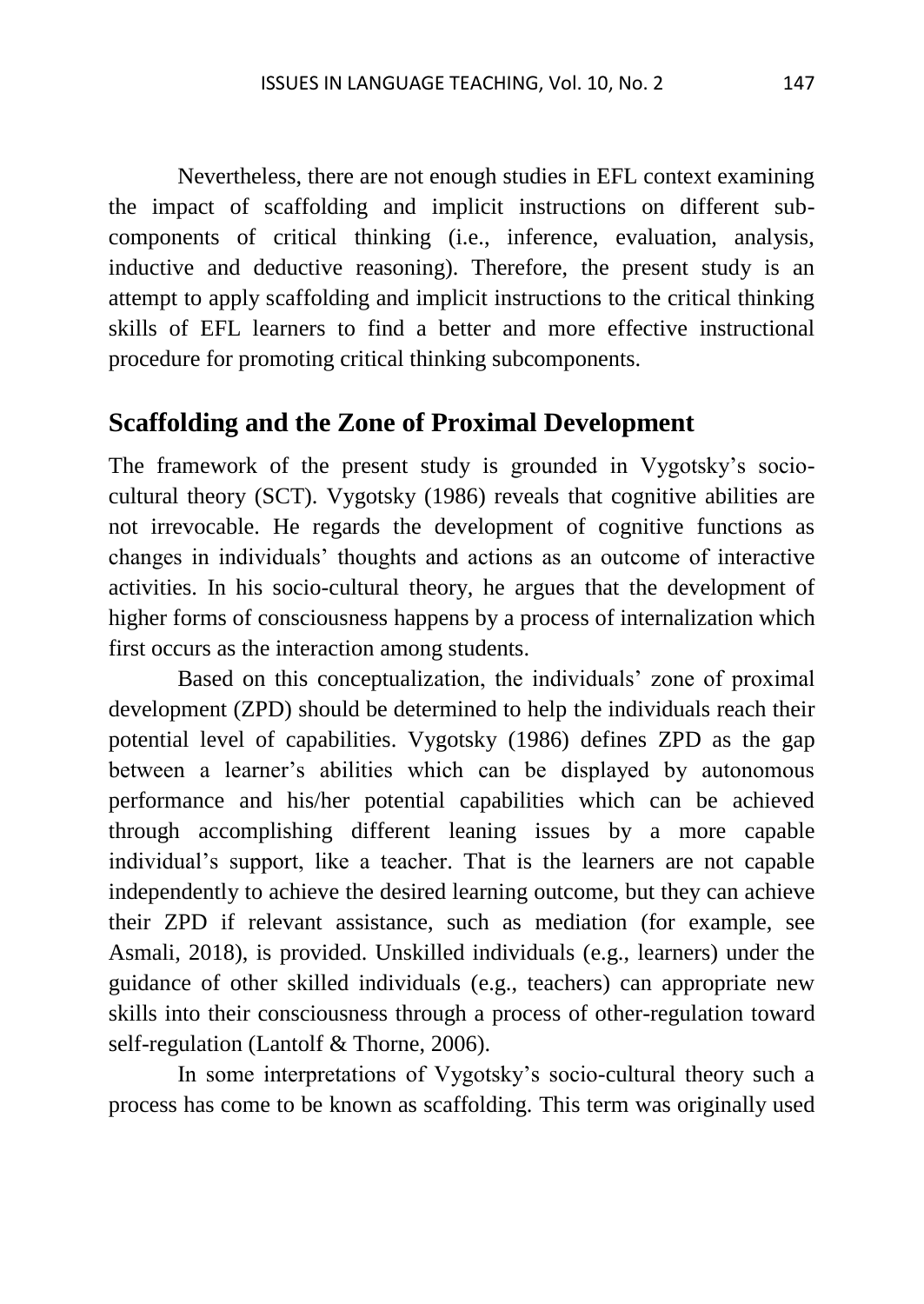Nevertheless, there are not enough studies in EFL context examining the impact of scaffolding and implicit instructions on different sub-components of critical thinking (i.e., inference, evaluation, analysis, inductive and deductive reasoning). Therefore, the present study is an attempt to apply scaffolding and implicit instructions to the critical thinking skills of EFL learners to find a better and more effective instructional procedure for promoting critical thinking subcomponents.

## Scaffolding and the Zone of Proximal Development

The framework of the present study is grounded in Vygotsky's socio-cultural theory (SCT). Vygotsky (1986) reveals that cognitive abilities are not irrevocable. He regards the development of cognitive functions as changes in individuals' thoughts and actions as an outcome of interactive activities. In his socio-cultural theory, he argues that the development of higher forms of consciousness happens by a process of internalization which first occurs as the interaction among students.

Based on this conceptualization, the individuals' zone of proximal development (ZPD) should be determined to help the individuals reach their potential level of capabilities. Vygotsky (1986) defines ZPD as the gap between a learner's abilities which can be displayed by autonomous performance and his/her potential capabilities which can be achieved through accomplishing different leaning issues by a more capable individual's support, like a teacher. That is the learners are not capable independently to achieve the desired learning outcome, but they can achieve their ZPD if relevant assistance, such as mediation (for example, see Asmali, 2018), is provided. Unskilled individuals (e.g., learners) under the guidance of other skilled individuals (e.g., teachers) can appropriate new skills into their consciousness through a process of other-regulation toward self-regulation (Lantolf & Thorne, 2006).

In some interpretations of Vygotsky's socio-cultural theory such a process has come to be known as scaffolding. This term was originally used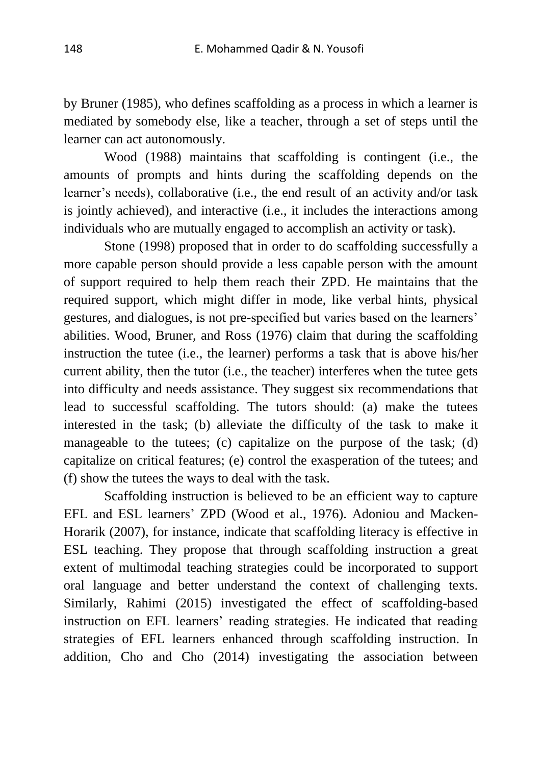by Bruner (1985), who defines scaffolding as a process in which a learner is mediated by somebody else, like a teacher, through a set of steps until the learner can act autonomously.

Wood (1988) maintains that scaffolding is contingent (i.e., the amounts of prompts and hints during the scaffolding depends on the learner's needs), collaborative (i.e., the end result of an activity and/or task is jointly achieved), and interactive (i.e., it includes the interactions among individuals who are mutually engaged to accomplish an activity or task).

Stone (1998) proposed that in order to do scaffolding successfully a more capable person should provide a less capable person with the amount of support required to help them reach their ZPD. He maintains that the required support, which might differ in mode, like verbal hints, physical gestures, and dialogues, is not pre-specified but varies based on the learners' abilities. Wood, Bruner, and Ross (1976) claim that during the scaffolding instruction the tutee (i.e., the learner) performs a task that is above his/her current ability, then the tutor (i.e., the teacher) interferes when the tutee gets into difficulty and needs assistance. They suggest six recommendations that lead to successful scaffolding. The tutors should: (a) make the tutees interested in the task; (b) alleviate the difficulty of the task to make it manageable to the tutees; (c) capitalize on the purpose of the task; (d) capitalize on critical features; (e) control the exasperation of the tutees; and (f) show the tutees the ways to deal with the task.

Scaffolding instruction is believed to be an efficient way to capture EFL and ESL learners' ZPD (Wood et al., 1976). Adoniou and Macken-Horarik (2007), for instance, indicate that scaffolding literacy is effective in ESL teaching. They propose that through scaffolding instruction a great extent of multimodal teaching strategies could be incorporated to support oral language and better understand the context of challenging texts. Similarly, Rahimi (2015) investigated the effect of scaffolding-based instruction on EFL learners' reading strategies. He indicated that reading strategies of EFL learners enhanced through scaffolding instruction. In addition, Cho and Cho (2014) investigating the association between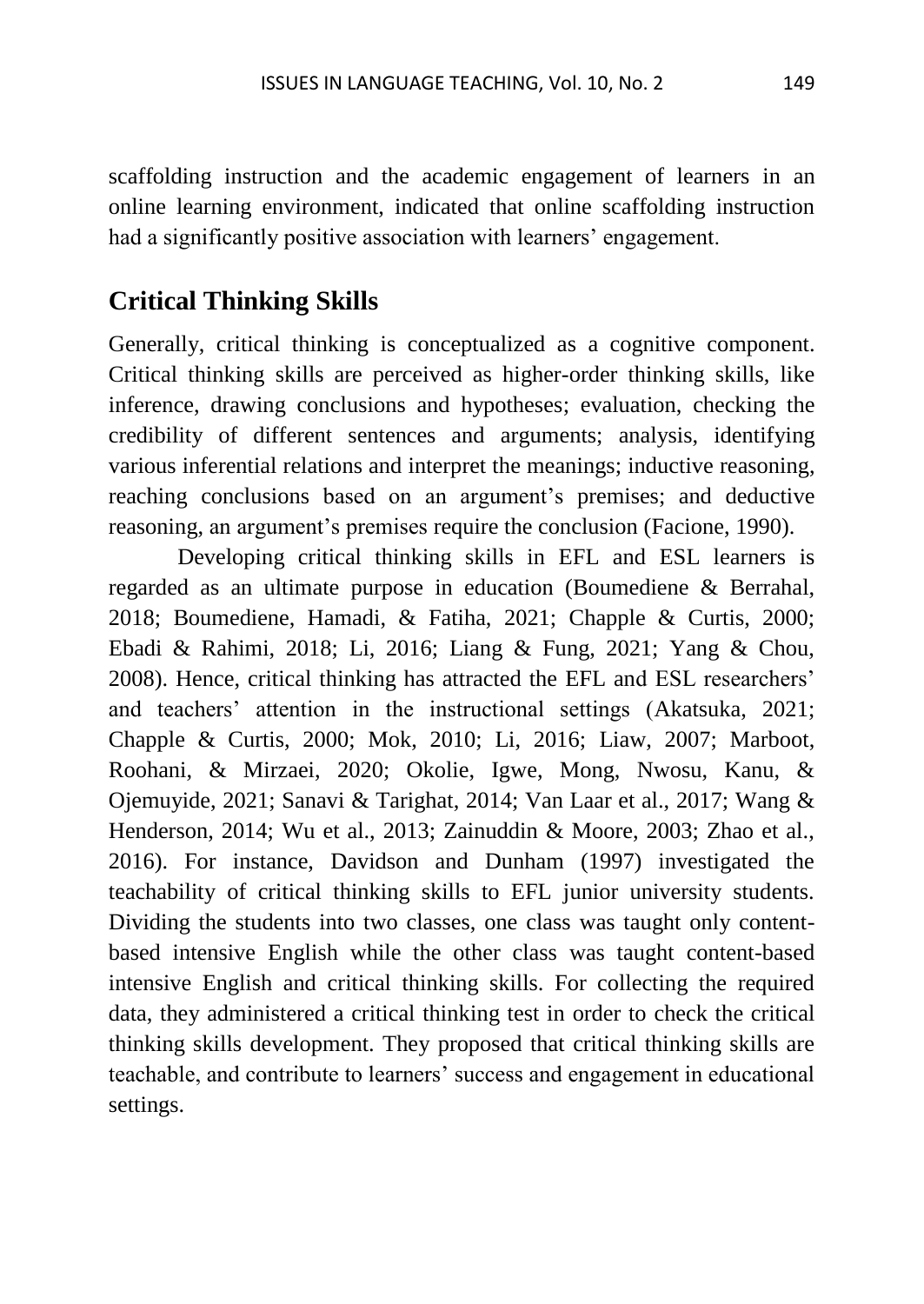scaffolding instruction and the academic engagement of learners in an online learning environment, indicated that online scaffolding instruction had a significantly positive association with learners' engagement.

## Critical Thinking Skills

Generally, critical thinking is conceptualized as a cognitive component. Critical thinking skills are perceived as higher-order thinking skills, like inference, drawing conclusions and hypotheses; evaluation, checking the credibility of different sentences and arguments; analysis, identifying various inferential relations and interpret the meanings; inductive reasoning, reaching conclusions based on an argument's premises; and deductive reasoning, an argument's premises require the conclusion (Facione, 1990).

Developing critical thinking skills in EFL and ESL learners is regarded as an ultimate purpose in education (Boumediene & Berrahal, 2018; Boumediene, Hamadi, & Fatiha, 2021; Chapple & Curtis, 2000; Ebadi & Rahimi, 2018; Li, 2016; Liang & Fung, 2021; Yang & Chou, 2008). Hence, critical thinking has attracted the EFL and ESL researchers' and teachers' attention in the instructional settings (Akatsuka, 2021; Chapple & Curtis, 2000; Mok, 2010; Li, 2016; Liaw, 2007; Marboot, Roohani, & Mirzaei, 2020; Okolie, Igwe, Mong, Nwosu, Kanu, & Ojemuyide, 2021; Sanavi & Tarighat, 2014; Van Laar et al., 2017; Wang & Henderson, 2014; Wu et al., 2013; Zainuddin & Moore, 2003; Zhao et al., 2016). For instance, Davidson and Dunham (1997) investigated the teachability of critical thinking skills to EFL junior university students. Dividing the students into two classes, one class was taught only content-based intensive English while the other class was taught content-based intensive English and critical thinking skills. For collecting the required data, they administered a critical thinking test in order to check the critical thinking skills development. They proposed that critical thinking skills are teachable, and contribute to learners' success and engagement in educational settings.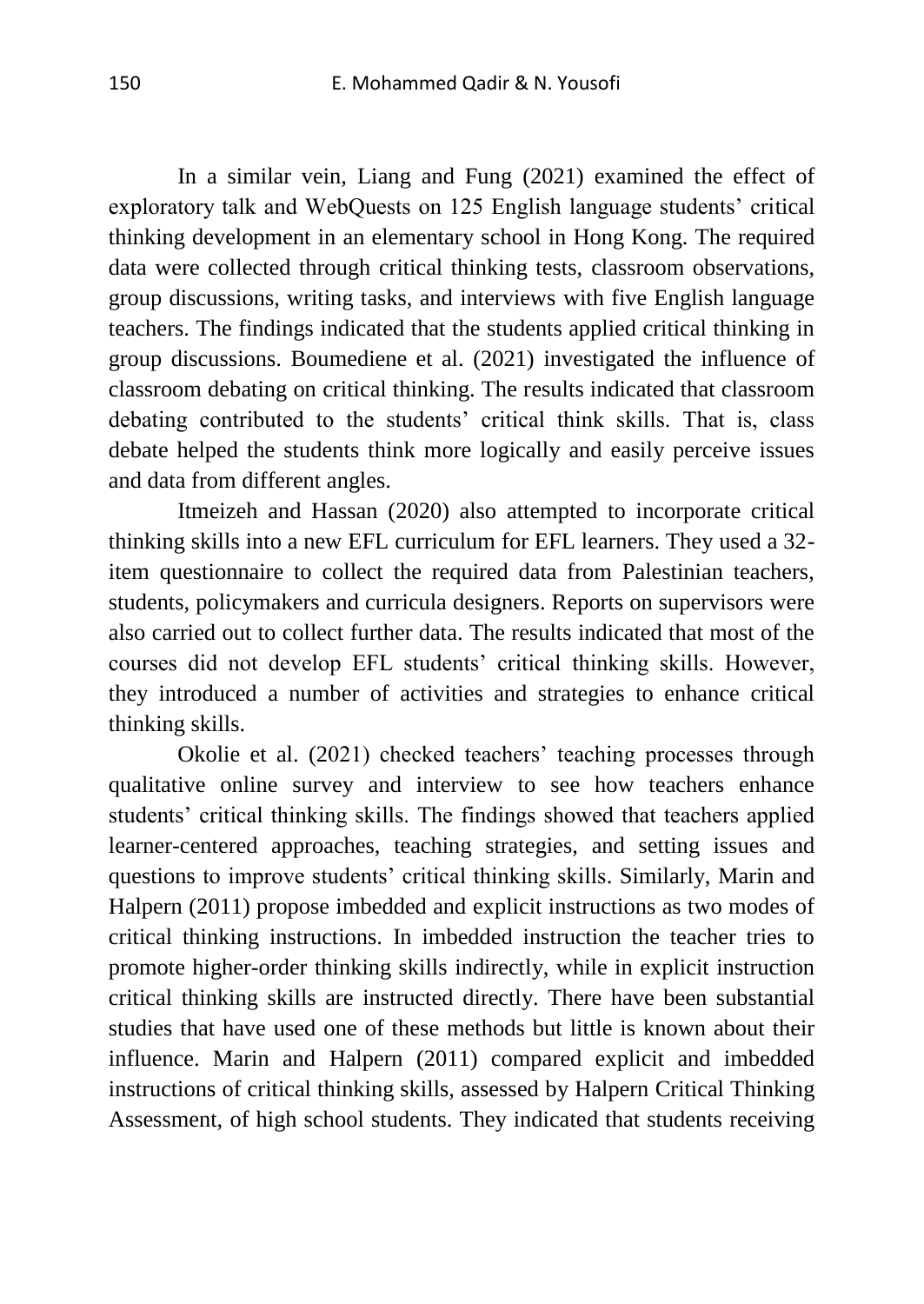In a similar vein, Liang and Fung (2021) examined the effect of exploratory talk and WebQuests on 125 English language students' critical thinking development in an elementary school in Hong Kong. The required data were collected through critical thinking tests, classroom observations, group discussions, writing tasks, and interviews with five English language teachers. The findings indicated that the students applied critical thinking in group discussions. Boumediene et al. (2021) investigated the influence of classroom debating on critical thinking. The results indicated that classroom debating contributed to the students' critical think skills. That is, class debate helped the students think more logically and easily perceive issues and data from different angles.

Itmeizeh and Hassan (2020) also attempted to incorporate critical thinking skills into a new EFL curriculum for EFL learners. They used a 32-item questionnaire to collect the required data from Palestinian teachers, students, policymakers and curricula designers. Reports on supervisors were also carried out to collect further data. The results indicated that most of the courses did not develop EFL students' critical thinking skills. However, they introduced a number of activities and strategies to enhance critical thinking skills.

Okolie et al. (2021) checked teachers' teaching processes through qualitative online survey and interview to see how teachers enhance students' critical thinking skills. The findings showed that teachers applied learner-centered approaches, teaching strategies, and setting issues and questions to improve students' critical thinking skills. Similarly, Marin and Halpern (2011) propose imbedded and explicit instructions as two modes of critical thinking instructions. In imbedded instruction the teacher tries to promote higher-order thinking skills indirectly, while in explicit instruction critical thinking skills are instructed directly. There have been substantial studies that have used one of these methods but little is known about their influence. Marin and Halpern (2011) compared explicit and imbedded instructions of critical thinking skills, assessed by Halpern Critical Thinking Assessment, of high school students. They indicated that students receiving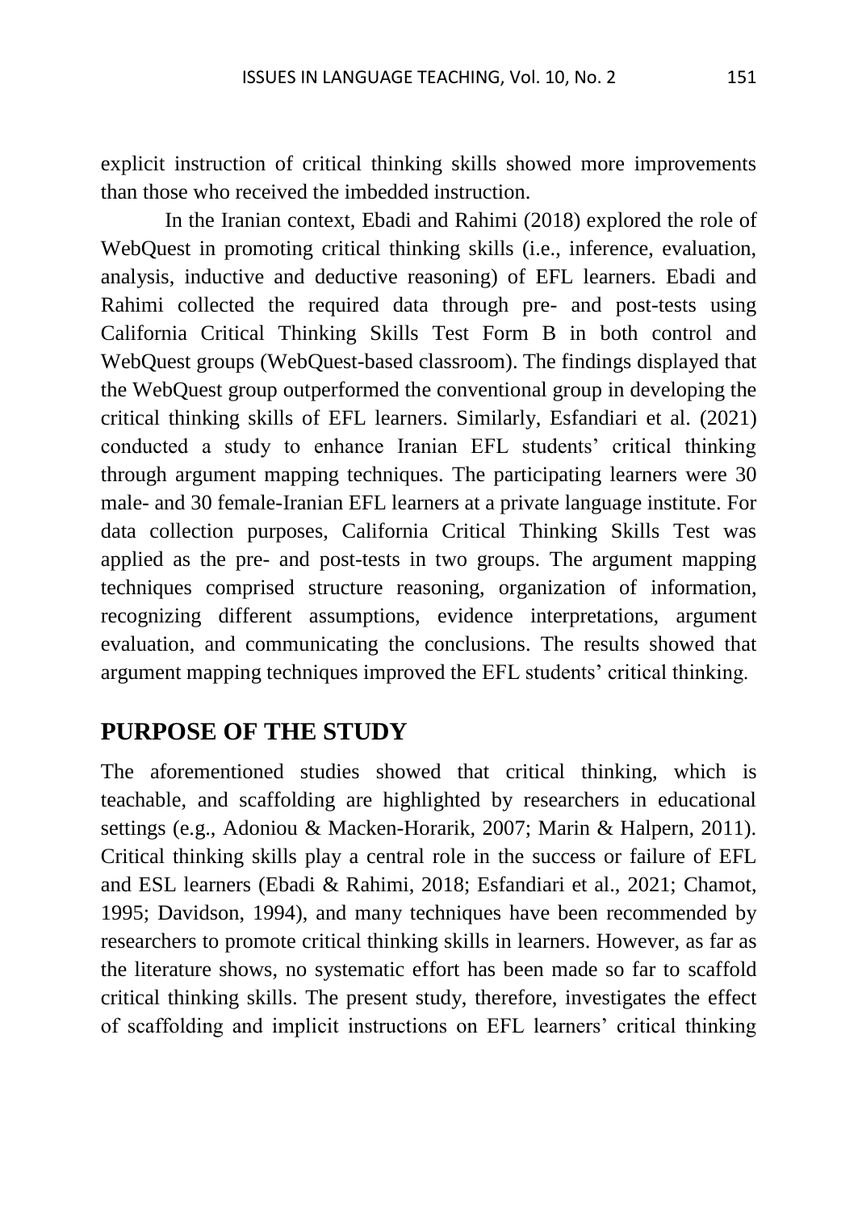explicit instruction of critical thinking skills showed more improvements than those who received the imbedded instruction.

In the Iranian context, Ebadi and Rahimi (2018) explored the role of WebQuest in promoting critical thinking skills (i.e., inference, evaluation, analysis, inductive and deductive reasoning) of EFL learners. Ebadi and Rahimi collected the required data through pre- and post-tests using California Critical Thinking Skills Test Form B in both control and WebQuest groups (WebQuest-based classroom). The findings displayed that the WebQuest group outperformed the conventional group in developing the critical thinking skills of EFL learners. Similarly, Esfandiari et al. (2021) conducted a study to enhance Iranian EFL students' critical thinking through argument mapping techniques. The participating learners were 30 male- and 30 female-Iranian EFL learners at a private language institute. For data collection purposes, California Critical Thinking Skills Test was applied as the pre- and post-tests in two groups. The argument mapping techniques comprised structure reasoning, organization of information, recognizing different assumptions, evidence interpretations, argument evaluation, and communicating the conclusions. The results showed that argument mapping techniques improved the EFL students' critical thinking.

## PURPOSE OF THE STUDY

The aforementioned studies showed that critical thinking, which is teachable, and scaffolding are highlighted by researchers in educational settings (e.g., Adoniou & Macken-Horarik, 2007; Marin & Halpern, 2011). Critical thinking skills play a central role in the success or failure of EFL and ESL learners (Ebadi & Rahimi, 2018; Esfandiari et al., 2021; Chamot, 1995; Davidson, 1994), and many techniques have been recommended by researchers to promote critical thinking skills in learners. However, as far as the literature shows, no systematic effort has been made so far to scaffold critical thinking skills. The present study, therefore, investigates the effect of scaffolding and implicit instructions on EFL learners' critical thinking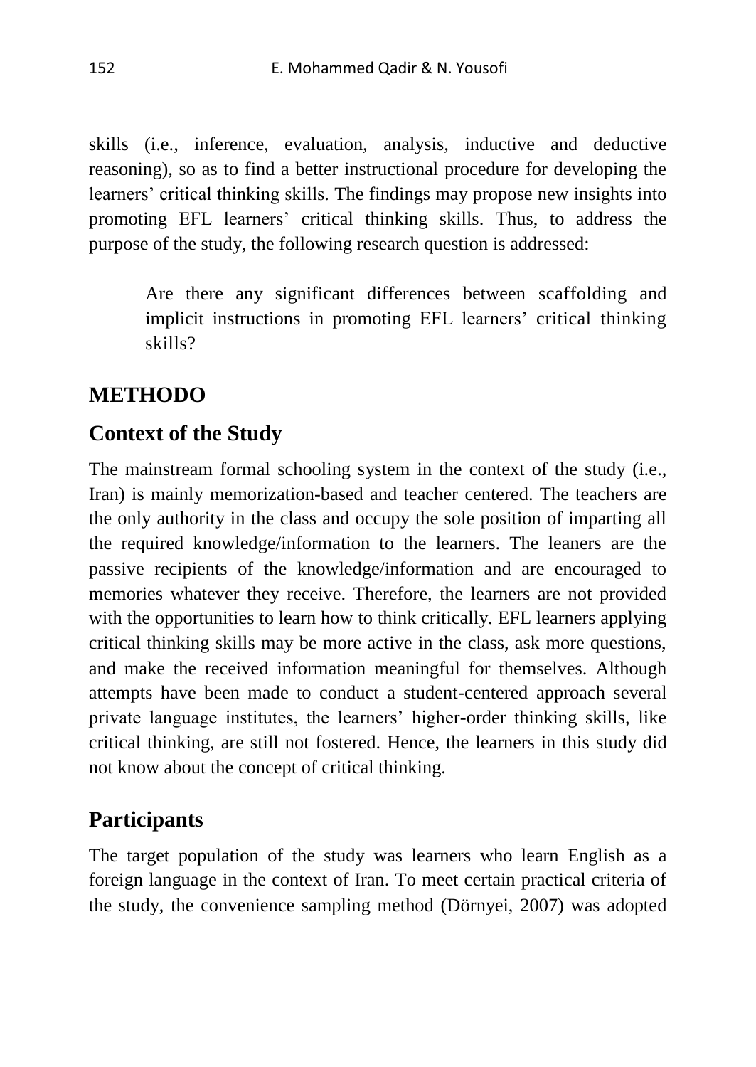skills (i.e., inference, evaluation, analysis, inductive and deductive reasoning), so as to find a better instructional procedure for developing the learners' critical thinking skills. The findings may propose new insights into promoting EFL learners' critical thinking skills. Thus, to address the purpose of the study, the following research question is addressed:

> Are there any significant differences between scaffolding and implicit instructions in promoting EFL learners' critical thinking skills?

## METHODO

### Context of the Study

The mainstream formal schooling system in the context of the study (i.e., Iran) is mainly memorization-based and teacher centered. The teachers are the only authority in the class and occupy the sole position of imparting all the required knowledge/information to the learners. The leaners are the passive recipients of the knowledge/information and are encouraged to memories whatever they receive. Therefore, the learners are not provided with the opportunities to learn how to think critically. EFL learners applying critical thinking skills may be more active in the class, ask more questions, and make the received information meaningful for themselves. Although attempts have been made to conduct a student-centered approach several private language institutes, the learners' higher-order thinking skills, like critical thinking, are still not fostered. Hence, the learners in this study did not know about the concept of critical thinking.

### Participants

The target population of the study was learners who learn English as a foreign language in the context of Iran. To meet certain practical criteria of the study, the convenience sampling method (Dörnyei, 2007) was adopted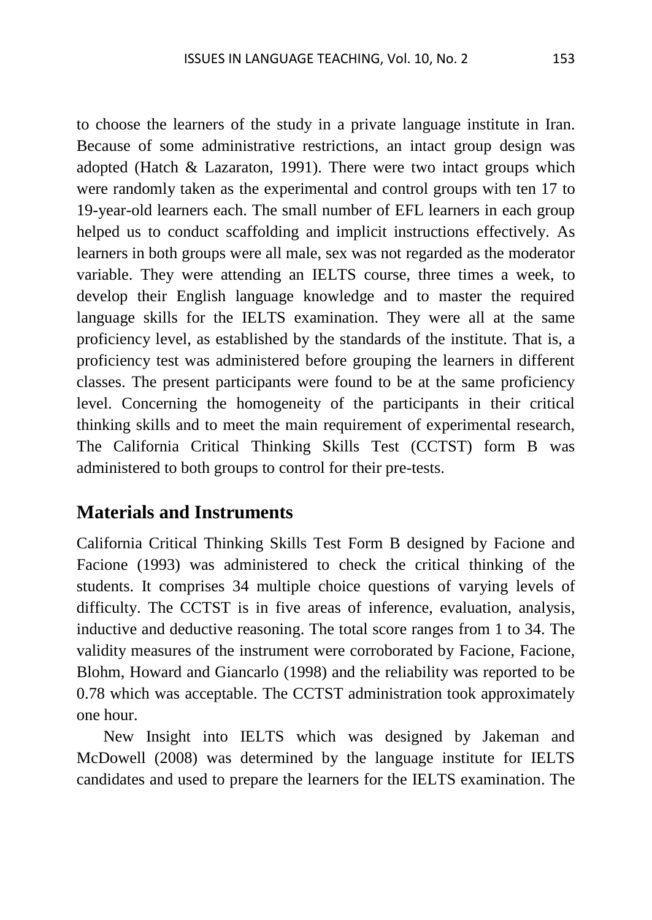to choose the learners of the study in a private language institute in Iran. Because of some administrative restrictions, an intact group design was adopted (Hatch & Lazaraton, 1991). There were two intact groups which were randomly taken as the experimental and control groups with ten 17 to 19-year-old learners each. The small number of EFL learners in each group helped us to conduct scaffolding and implicit instructions effectively. As learners in both groups were all male, sex was not regarded as the moderator variable. They were attending an IELTS course, three times a week, to develop their English language knowledge and to master the required language skills for the IELTS examination. They were all at the same proficiency level, as established by the standards of the institute. That is, a proficiency test was administered before grouping the learners in different classes. The present participants were found to be at the same proficiency level. Concerning the homogeneity of the participants in their critical thinking skills and to meet the main requirement of experimental research, The California Critical Thinking Skills Test (CCTST) form B was administered to both groups to control for their pre-tests.

## Materials and Instruments

California Critical Thinking Skills Test Form B designed by Facione and Facione (1993) was administered to check the critical thinking of the students. It comprises 34 multiple choice questions of varying levels of difficulty. The CCTST is in five areas of inference, evaluation, analysis, inductive and deductive reasoning. The total score ranges from 1 to 34. The validity measures of the instrument were corroborated by Facione, Facione, Blohm, Howard and Giancarlo (1998) and the reliability was reported to be 0.78 which was acceptable. The CCTST administration took approximately one hour.

New Insight into IELTS which was designed by Jakeman and McDowell (2008) was determined by the language institute for IELTS candidates and used to prepare the learners for the IELTS examination. The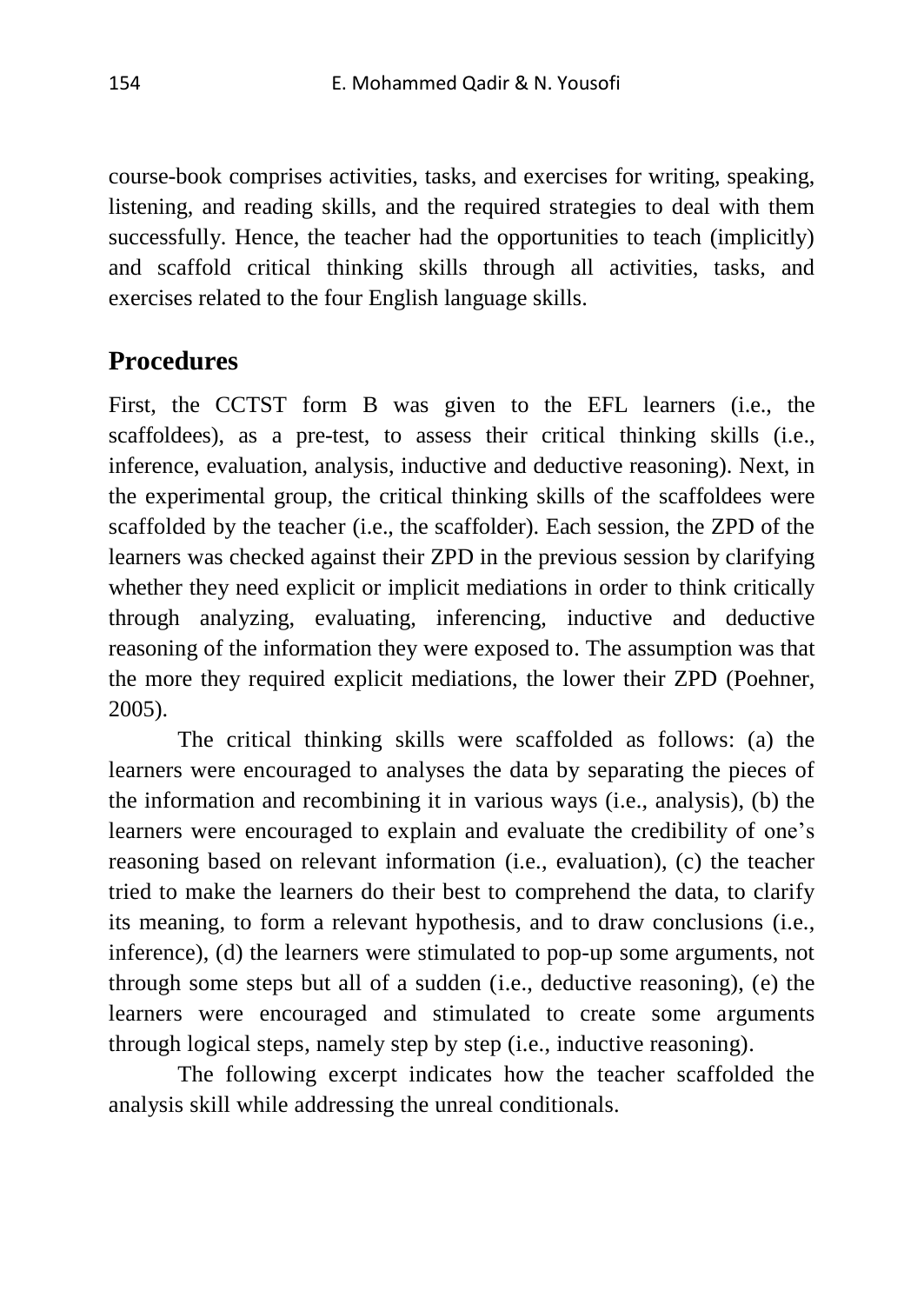course-book comprises activities, tasks, and exercises for writing, speaking, listening, and reading skills, and the required strategies to deal with them successfully. Hence, the teacher had the opportunities to teach (implicitly) and scaffold critical thinking skills through all activities, tasks, and exercises related to the four English language skills.

## Procedures

First, the CCTST form B was given to the EFL learners (i.e., the scaffoldees), as a pre-test, to assess their critical thinking skills (i.e., inference, evaluation, analysis, inductive and deductive reasoning). Next, in the experimental group, the critical thinking skills of the scaffoldees were scaffolded by the teacher (i.e., the scaffolder). Each session, the ZPD of the learners was checked against their ZPD in the previous session by clarifying whether they need explicit or implicit mediations in order to think critically through analyzing, evaluating, inferencing, inductive and deductive reasoning of the information they were exposed to. The assumption was that the more they required explicit mediations, the lower their ZPD (Poehner, 2005).

The critical thinking skills were scaffolded as follows: (a) the learners were encouraged to analyses the data by separating the pieces of the information and recombining it in various ways (i.e., analysis), (b) the learners were encouraged to explain and evaluate the credibility of one's reasoning based on relevant information (i.e., evaluation), (c) the teacher tried to make the learners do their best to comprehend the data, to clarify its meaning, to form a relevant hypothesis, and to draw conclusions (i.e., inference), (d) the learners were stimulated to pop-up some arguments, not through some steps but all of a sudden (i.e., deductive reasoning), (e) the learners were encouraged and stimulated to create some arguments through logical steps, namely step by step (i.e., inductive reasoning).

The following excerpt indicates how the teacher scaffolded the analysis skill while addressing the unreal conditionals.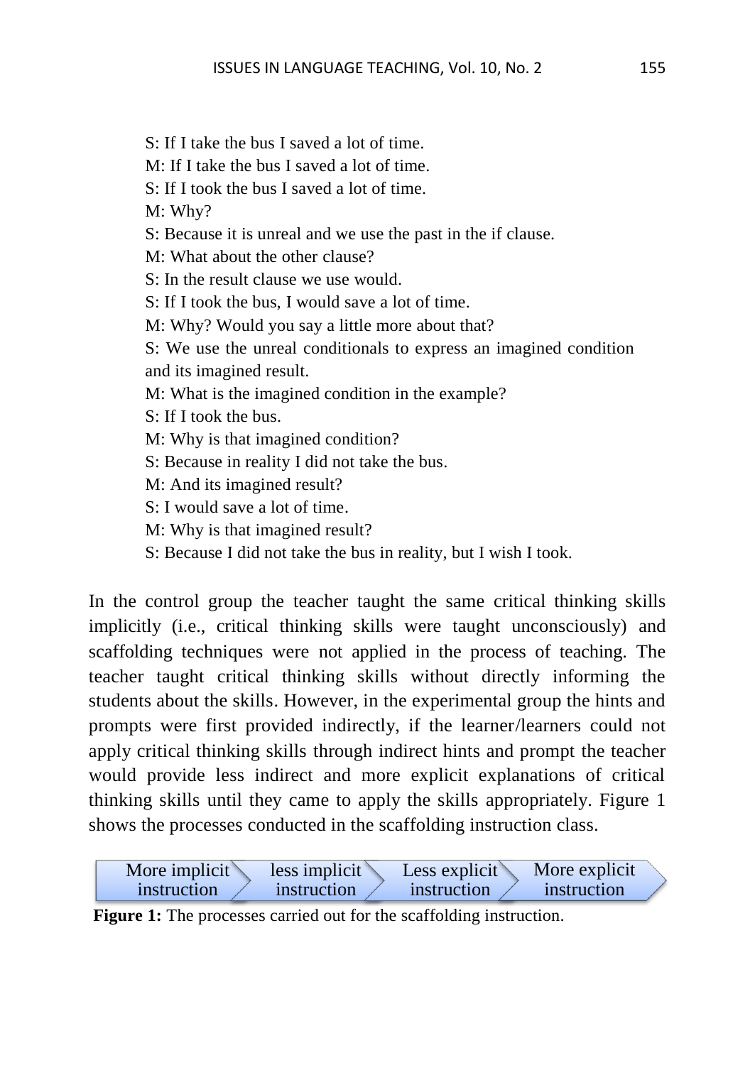S: If I take the bus I saved a lot of time.  
M: If I take the bus I saved a lot of time.  
S: If I took the bus I saved a lot of time.  
M: Why?  
S: Because it is unreal and we use the past in the if clause.  
M: What about the other clause?  
S: In the result clause we use would.  
S: If I took the bus, I would save a lot of time.  
M: Why? Would you say a little more about that?  
S: We use the unreal conditionals to express an imagined condition and its imagined result.  
M: What is the imagined condition in the example?  
S: If I took the bus.  
M: Why is that imagined condition?  
S: Because in reality I did not take the bus.  
M: And its imagined result?  
S: I would save a lot of time.  
M: Why is that imagined result?  
S: Because I did not take the bus in reality, but I wish I took.

In the control group the teacher taught the same critical thinking skills implicitly (i.e., critical thinking skills were taught unconsciously) and scaffolding techniques were not applied in the process of teaching. The teacher taught critical thinking skills without directly informing the students about the skills. However, in the experimental group the hints and prompts were first provided indirectly, if the learner/learners could not apply critical thinking skills through indirect hints and prompt the teacher would provide less indirect and more explicit explanations of critical thinking skills until they came to apply the skills appropriately. Figure 1 shows the processes conducted in the scaffolding instruction class.

More implicit instruction → less implicit instruction → Less explicit instruction → More explicit instruction

**Figure 1:** The processes carried out for the scaffolding instruction.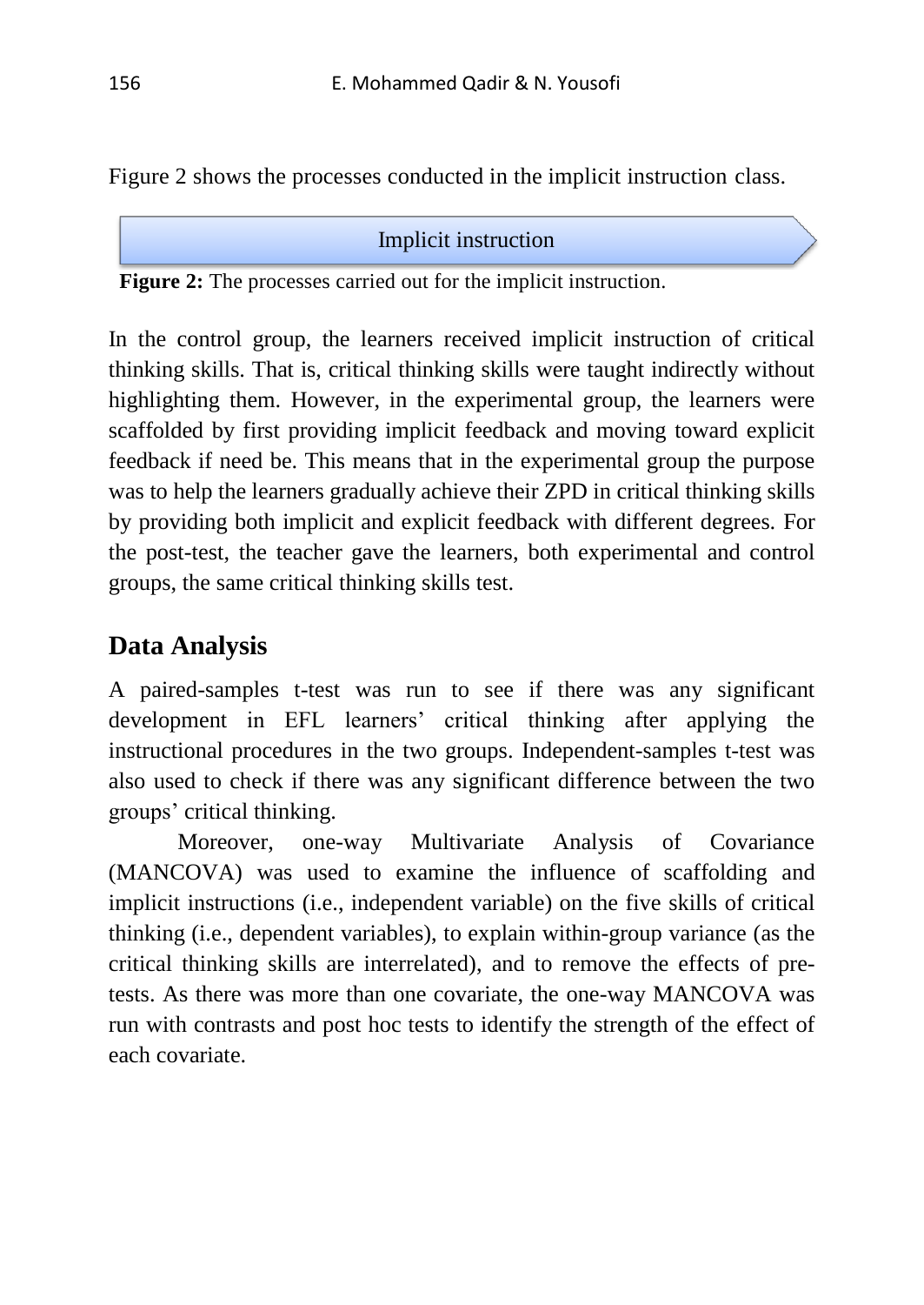Figure 2 shows the processes conducted in the implicit instruction class.

Implicit instruction

**Figure 2:** The processes carried out for the implicit instruction.

In the control group, the learners received implicit instruction of critical thinking skills. That is, critical thinking skills were taught indirectly without highlighting them. However, in the experimental group, the learners were scaffolded by first providing implicit feedback and moving toward explicit feedback if need be. This means that in the experimental group the purpose was to help the learners gradually achieve their ZPD in critical thinking skills by providing both implicit and explicit feedback with different degrees. For the post-test, the teacher gave the learners, both experimental and control groups, the same critical thinking skills test.

## Data Analysis

A paired-samples t-test was run to see if there was any significant development in EFL learners' critical thinking after applying the instructional procedures in the two groups. Independent-samples t-test was also used to check if there was any significant difference between the two groups' critical thinking.

Moreover, one-way Multivariate Analysis of Covariance (MANCOVA) was used to examine the influence of scaffolding and implicit instructions (i.e., independent variable) on the five skills of critical thinking (i.e., dependent variables), to explain within-group variance (as the critical thinking skills are interrelated), and to remove the effects of pre-tests. As there was more than one covariate, the one-way MANCOVA was run with contrasts and post hoc tests to identify the strength of the effect of each covariate.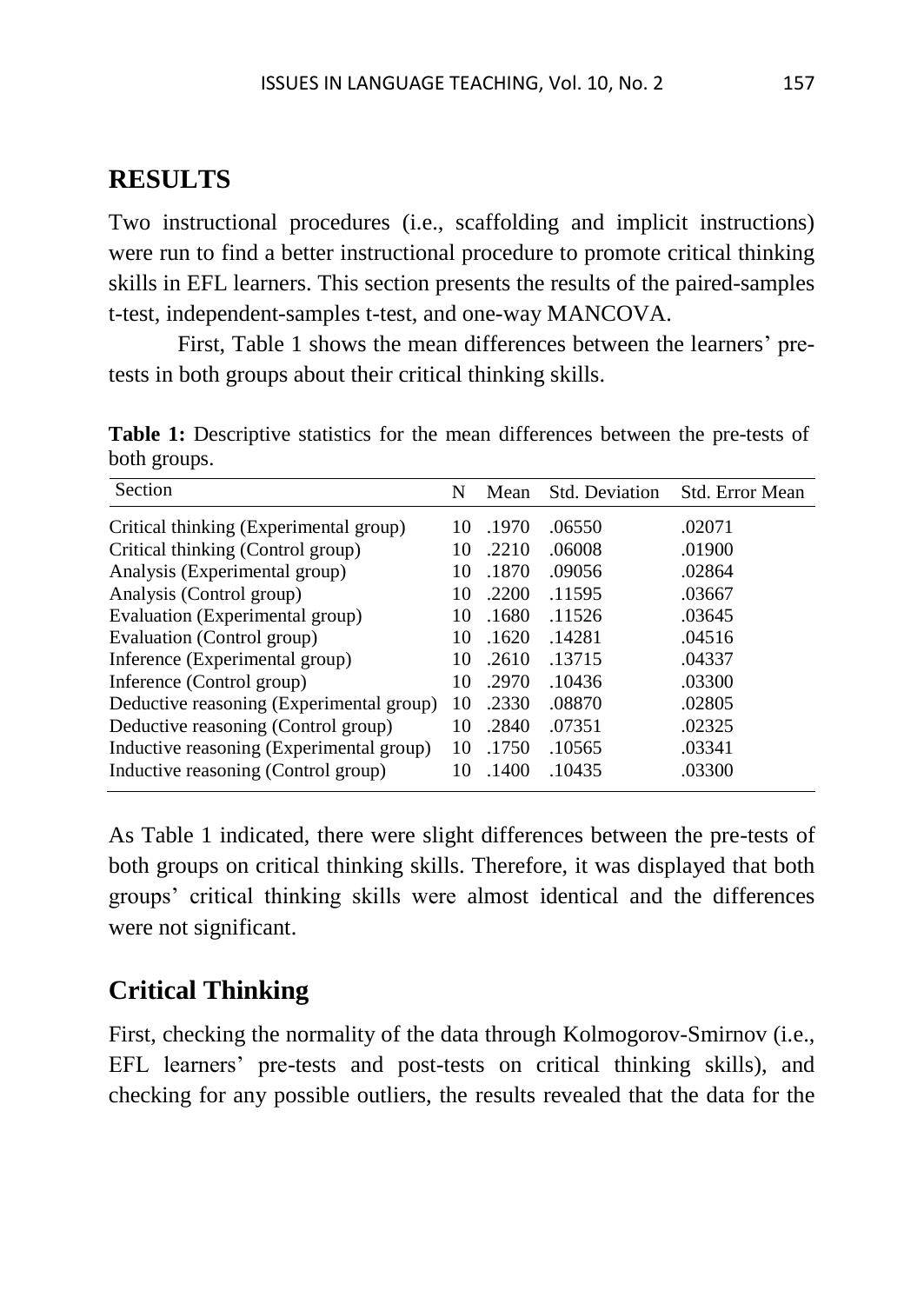## RESULTS

Two instructional procedures (i.e., scaffolding and implicit instructions) were run to find a better instructional procedure to promote critical thinking skills in EFL learners. This section presents the results of the paired-samples t-test, independent-samples t-test, and one-way MANCOVA.

First, Table 1 shows the mean differences between the learners' pre-tests in both groups about their critical thinking skills.

**Table 1:** Descriptive statistics for the mean differences between the pre-tests of both groups.

| Section | N | Mean | Std. Deviation | Std. Error Mean |
|---|---|---|---|---|
| Critical thinking (Experimental group) | 10 | .1970 | .06550 | .02071 |
| Critical thinking (Control group) | 10 | .2210 | .06008 | .01900 |
| Analysis (Experimental group) | 10 | .1870 | .09056 | .02864 |
| Analysis (Control group) | 10 | .2200 | .11595 | .03667 |
| Evaluation (Experimental group) | 10 | .1680 | .11526 | .03645 |
| Evaluation (Control group) | 10 | .1620 | .14281 | .04516 |
| Inference (Experimental group) | 10 | .2610 | .13715 | .04337 |
| Inference (Control group) | 10 | .2970 | .10436 | .03300 |
| Deductive reasoning (Experimental group) | 10 | .2330 | .08870 | .02805 |
| Deductive reasoning (Control group) | 10 | .2840 | .07351 | .02325 |
| Inductive reasoning (Experimental group) | 10 | .1750 | .10565 | .03341 |
| Inductive reasoning (Control group) | 10 | .1400 | .10435 | .03300 |

As Table 1 indicated, there were slight differences between the pre-tests of both groups on critical thinking skills. Therefore, it was displayed that both groups' critical thinking skills were almost identical and the differences were not significant.

## Critical Thinking

First, checking the normality of the data through Kolmogorov-Smirnov (i.e., EFL learners' pre-tests and post-tests on critical thinking skills), and checking for any possible outliers, the results revealed that the data for the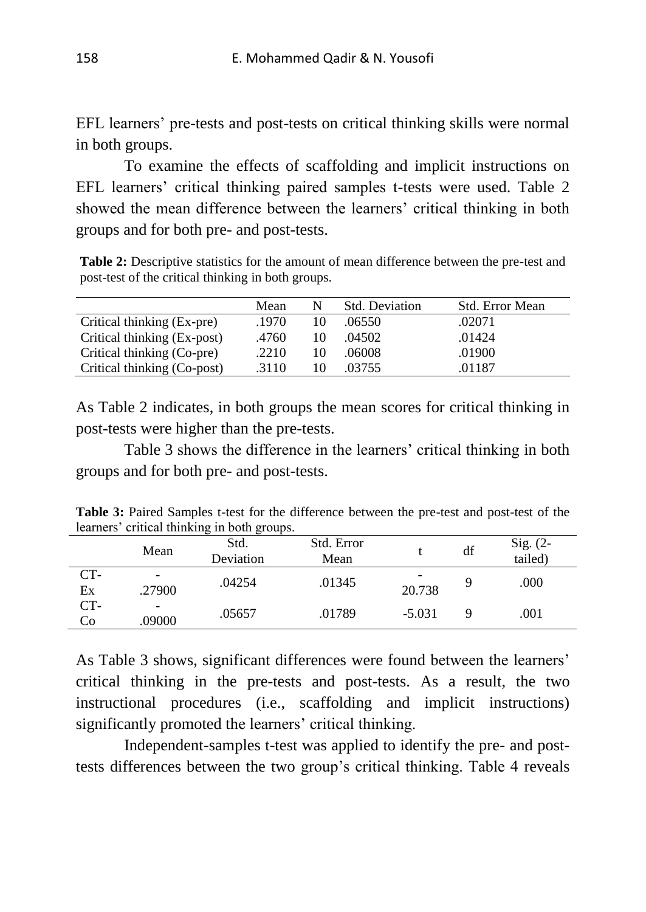EFL learners' pre-tests and post-tests on critical thinking skills were normal in both groups.

To examine the effects of scaffolding and implicit instructions on EFL learners' critical thinking paired samples t-tests were used. Table 2 showed the mean difference between the learners' critical thinking in both groups and for both pre- and post-tests.

**Table 2:** Descriptive statistics for the amount of mean difference between the pre-test and post-test of the critical thinking in both groups.

| | Mean | N | Std. Deviation | Std. Error Mean |
|---|---|---|---|---|
| Critical thinking (Ex-pre) | .1970 | 10 | .06550 | .02071 |
| Critical thinking (Ex-post) | .4760 | 10 | .04502 | .01424 |
| Critical thinking (Co-pre) | .2210 | 10 | .06008 | .01900 |
| Critical thinking (Co-post) | .3110 | 10 | .03755 | .01187 |

As Table 2 indicates, in both groups the mean scores for critical thinking in post-tests were higher than the pre-tests.

Table 3 shows the difference in the learners' critical thinking in both groups and for both pre- and post-tests.

**Table 3:** Paired Samples t-test for the difference between the pre-test and post-test of the learners' critical thinking in both groups.

| | Mean | Std. Deviation | Std. Error Mean | t | df | Sig. (2-tailed) |
|---|---|---|---|---|---|---|
| CT-Ex | -.27900 | .04254 | .01345 | -20.738 | 9 | .000 |
| CT-Co | -.09000 | .05657 | .01789 | -5.031 | 9 | .001 |

As Table 3 shows, significant differences were found between the learners' critical thinking in the pre-tests and post-tests. As a result, the two instructional procedures (i.e., scaffolding and implicit instructions) significantly promoted the learners' critical thinking.

Independent-samples t-test was applied to identify the pre- and post-tests differences between the two group's critical thinking. Table 4 reveals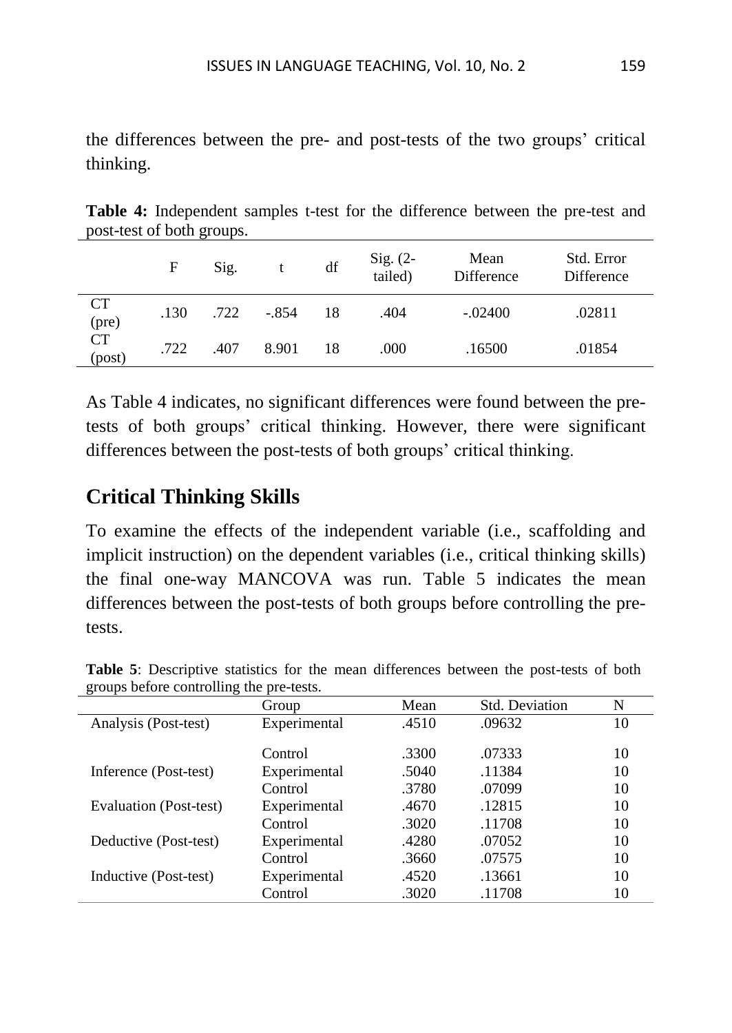the differences between the pre- and post-tests of the two groups' critical thinking.

**Table 4:** Independent samples t-test for the difference between the pre-test and post-test of both groups.

| | F | Sig. | t | df | Sig. (2-tailed) | Mean Difference | Std. Error Difference |
|---|---|---|---|---|---|---|---|
| CT (pre) | .130 | .722 | -.854 | 18 | .404 | -.02400 | .02811 |
| CT (post) | .722 | .407 | 8.901 | 18 | .000 | .16500 | .01854 |

As Table 4 indicates, no significant differences were found between the pre-tests of both groups' critical thinking. However, there were significant differences between the post-tests of both groups' critical thinking.

## Critical Thinking Skills

To examine the effects of the independent variable (i.e., scaffolding and implicit instruction) on the dependent variables (i.e., critical thinking skills) the final one-way MANCOVA was run. Table 5 indicates the mean differences between the post-tests of both groups before controlling the pre-tests.

**Table 5**: Descriptive statistics for the mean differences between the post-tests of both groups before controlling the pre-tests.

| | Group | Mean | Std. Deviation | N |
|---|---|---|---|---|
| Analysis (Post-test) | Experimental | .4510 | .09632 | 10 |
| | Control | .3300 | .07333 | 10 |
| Inference (Post-test) | Experimental | .5040 | .11384 | 10 |
| | Control | .3780 | .07099 | 10 |
| Evaluation (Post-test) | Experimental | .4670 | .12815 | 10 |
| | Control | .3020 | .11708 | 10 |
| Deductive (Post-test) | Experimental | .4280 | .07052 | 10 |
| | Control | .3660 | .07575 | 10 |
| Inductive (Post-test) | Experimental | .4520 | .13661 | 10 |
| | Control | .3020 | .11708 | 10 |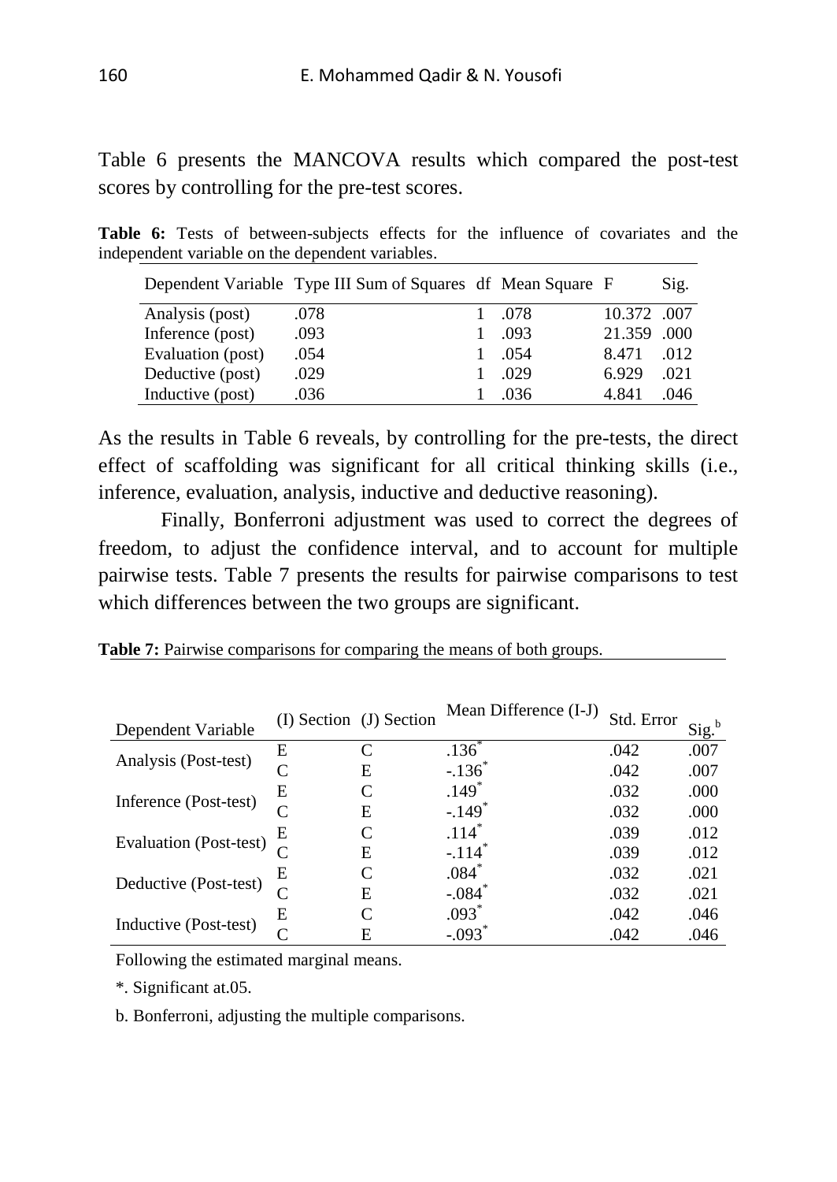Table 6 presents the MANCOVA results which compared the post-test scores by controlling for the pre-test scores.

**Table 6:** Tests of between-subjects effects for the influence of covariates and the independent variable on the dependent variables.

| Dependent Variable | Type III Sum of Squares | df | Mean Square | F | Sig. |
|---|---|---|---|---|---|
| Analysis (post) | .078 | 1 | .078 | 10.372 | .007 |
| Inference (post) | .093 | 1 | .093 | 21.359 | .000 |
| Evaluation (post) | .054 | 1 | .054 | 8.471 | .012 |
| Deductive (post) | .029 | 1 | .029 | 6.929 | .021 |
| Inductive (post) | .036 | 1 | .036 | 4.841 | .046 |

As the results in Table 6 reveals, by controlling for the pre-tests, the direct effect of scaffolding was significant for all critical thinking skills (i.e., inference, evaluation, analysis, inductive and deductive reasoning).

Finally, Bonferroni adjustment was used to correct the degrees of freedom, to adjust the confidence interval, and to account for multiple pairwise tests. Table 7 presents the results for pairwise comparisons to test which differences between the two groups are significant.

**Table 7:** Pairwise comparisons for comparing the means of both groups.

| Dependent Variable | (I) Section | (J) Section | Mean Difference (I-J) | Std. Error | Sig.[b] |
|---|---|---|---|---|---|
| Analysis (Post-test) | E | C | .136* | .042 | .007 |
| | C | E | -.136* | .042 | .007 |
| Inference (Post-test) | E | C | .149* | .032 | .000 |
| | C | E | -.149* | .032 | .000 |
| Evaluation (Post-test) | E | C | .114* | .039 | .012 |
| | C | E | -.114* | .039 | .012 |
| Deductive (Post-test) | E | C | .084* | .032 | .021 |
| | C | E | -.084* | .032 | .021 |
| Inductive (Post-test) | E | C | .093* | .042 | .046 |
| | C | E | -.093* | .042 | .046 |

Following the estimated marginal means.

*. Significant at.05.

b. Bonferroni, adjusting the multiple comparisons.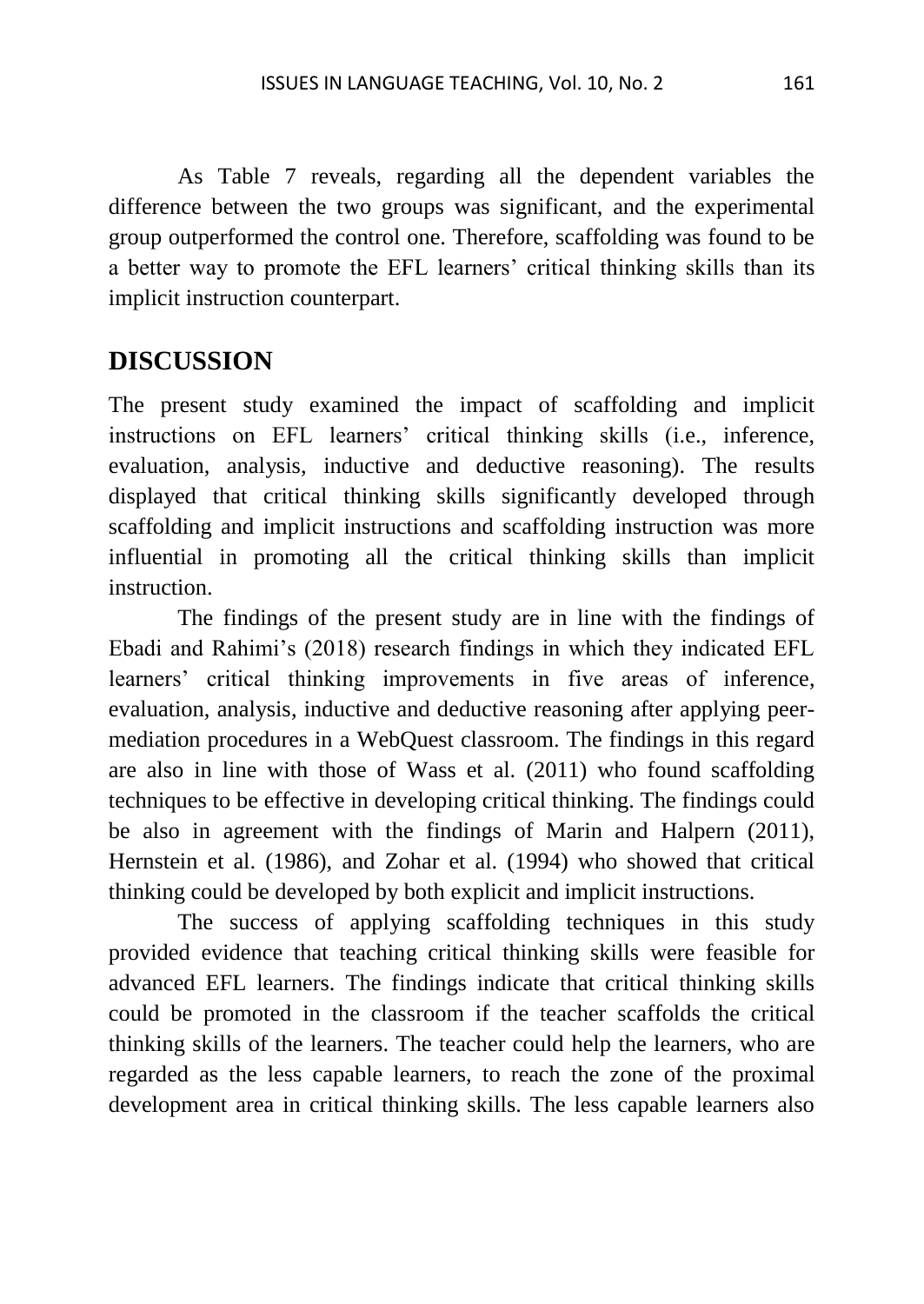As Table 7 reveals, regarding all the dependent variables the difference between the two groups was significant, and the experimental group outperformed the control one. Therefore, scaffolding was found to be a better way to promote the EFL learners' critical thinking skills than its implicit instruction counterpart.

## DISCUSSION

The present study examined the impact of scaffolding and implicit instructions on EFL learners' critical thinking skills (i.e., inference, evaluation, analysis, inductive and deductive reasoning). The results displayed that critical thinking skills significantly developed through scaffolding and implicit instructions and scaffolding instruction was more influential in promoting all the critical thinking skills than implicit instruction.

The findings of the present study are in line with the findings of Ebadi and Rahimi's (2018) research findings in which they indicated EFL learners' critical thinking improvements in five areas of inference, evaluation, analysis, inductive and deductive reasoning after applying peer-mediation procedures in a WebQuest classroom. The findings in this regard are also in line with those of Wass et al. (2011) who found scaffolding techniques to be effective in developing critical thinking. The findings could be also in agreement with the findings of Marin and Halpern (2011), Hernstein et al. (1986), and Zohar et al. (1994) who showed that critical thinking could be developed by both explicit and implicit instructions.

The success of applying scaffolding techniques in this study provided evidence that teaching critical thinking skills were feasible for advanced EFL learners. The findings indicate that critical thinking skills could be promoted in the classroom if the teacher scaffolds the critical thinking skills of the learners. The teacher could help the learners, who are regarded as the less capable learners, to reach the zone of the proximal development area in critical thinking skills. The less capable learners also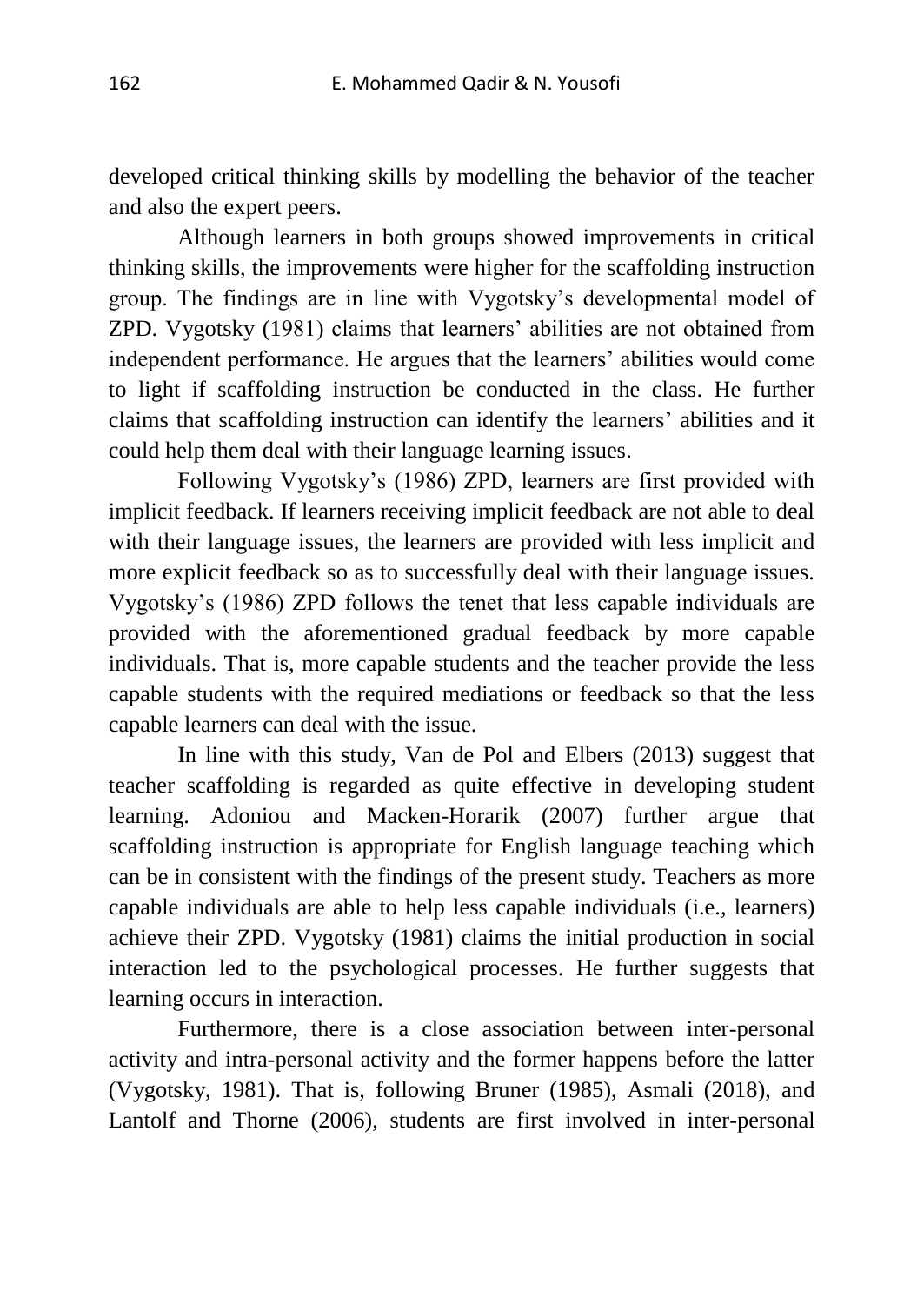developed critical thinking skills by modelling the behavior of the teacher and also the expert peers.

Although learners in both groups showed improvements in critical thinking skills, the improvements were higher for the scaffolding instruction group. The findings are in line with Vygotsky's developmental model of ZPD. Vygotsky (1981) claims that learners' abilities are not obtained from independent performance. He argues that the learners' abilities would come to light if scaffolding instruction be conducted in the class. He further claims that scaffolding instruction can identify the learners' abilities and it could help them deal with their language learning issues.

Following Vygotsky's (1986) ZPD, learners are first provided with implicit feedback. If learners receiving implicit feedback are not able to deal with their language issues, the learners are provided with less implicit and more explicit feedback so as to successfully deal with their language issues. Vygotsky's (1986) ZPD follows the tenet that less capable individuals are provided with the aforementioned gradual feedback by more capable individuals. That is, more capable students and the teacher provide the less capable students with the required mediations or feedback so that the less capable learners can deal with the issue.

In line with this study, Van de Pol and Elbers (2013) suggest that teacher scaffolding is regarded as quite effective in developing student learning. Adoniou and Macken-Horarik (2007) further argue that scaffolding instruction is appropriate for English language teaching which can be in consistent with the findings of the present study. Teachers as more capable individuals are able to help less capable individuals (i.e., learners) achieve their ZPD. Vygotsky (1981) claims the initial production in social interaction led to the psychological processes. He further suggests that learning occurs in interaction.

Furthermore, there is a close association between inter-personal activity and intra-personal activity and the former happens before the latter (Vygotsky, 1981). That is, following Bruner (1985), Asmali (2018), and Lantolf and Thorne (2006), students are first involved in inter-personal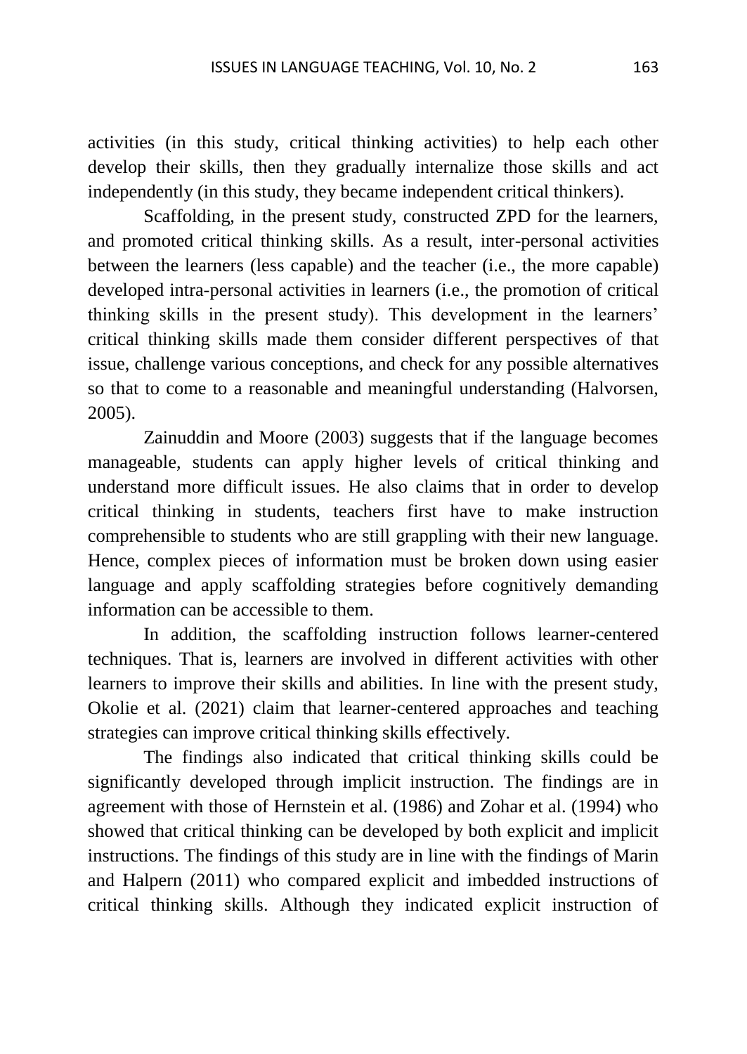activities (in this study, critical thinking activities) to help each other develop their skills, then they gradually internalize those skills and act independently (in this study, they became independent critical thinkers).

Scaffolding, in the present study, constructed ZPD for the learners, and promoted critical thinking skills. As a result, inter-personal activities between the learners (less capable) and the teacher (i.e., the more capable) developed intra-personal activities in learners (i.e., the promotion of critical thinking skills in the present study). This development in the learners' critical thinking skills made them consider different perspectives of that issue, challenge various conceptions, and check for any possible alternatives so that to come to a reasonable and meaningful understanding (Halvorsen, 2005).

Zainuddin and Moore (2003) suggests that if the language becomes manageable, students can apply higher levels of critical thinking and understand more difficult issues. He also claims that in order to develop critical thinking in students, teachers first have to make instruction comprehensible to students who are still grappling with their new language. Hence, complex pieces of information must be broken down using easier language and apply scaffolding strategies before cognitively demanding information can be accessible to them.

In addition, the scaffolding instruction follows learner-centered techniques. That is, learners are involved in different activities with other learners to improve their skills and abilities. In line with the present study, Okolie et al. (2021) claim that learner-centered approaches and teaching strategies can improve critical thinking skills effectively.

The findings also indicated that critical thinking skills could be significantly developed through implicit instruction. The findings are in agreement with those of Hernstein et al. (1986) and Zohar et al. (1994) who showed that critical thinking can be developed by both explicit and implicit instructions. The findings of this study are in line with the findings of Marin and Halpern (2011) who compared explicit and imbedded instructions of critical thinking skills. Although they indicated explicit instruction of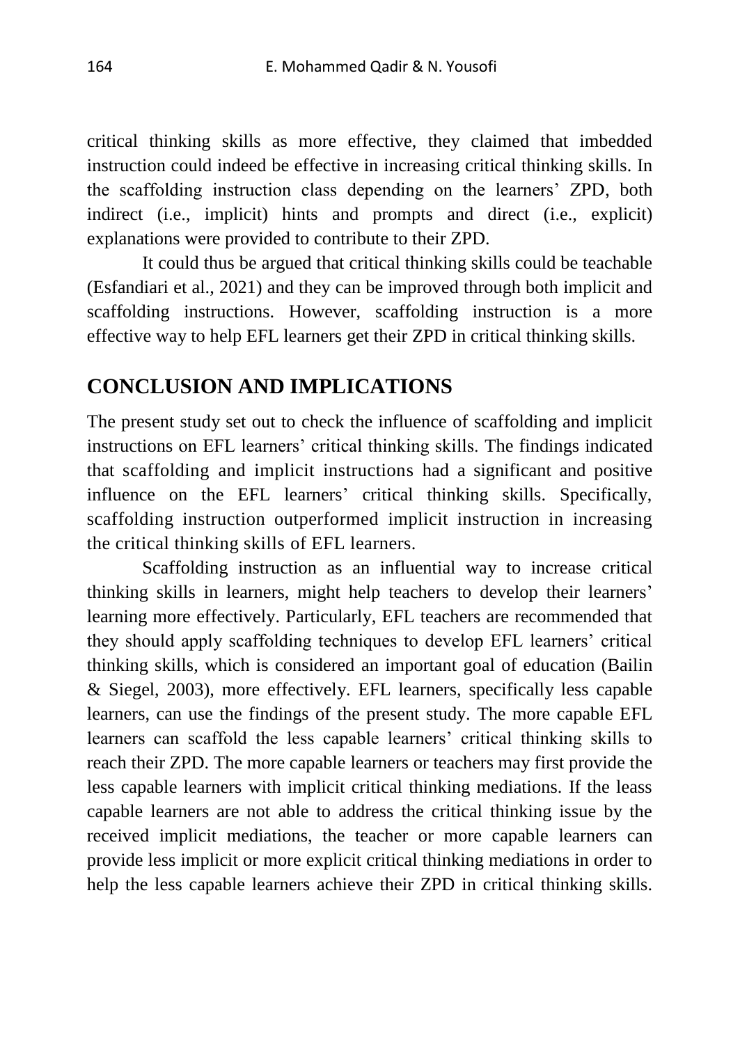critical thinking skills as more effective, they claimed that imbedded instruction could indeed be effective in increasing critical thinking skills. In the scaffolding instruction class depending on the learners' ZPD, both indirect (i.e., implicit) hints and prompts and direct (i.e., explicit) explanations were provided to contribute to their ZPD.

It could thus be argued that critical thinking skills could be teachable (Esfandiari et al., 2021) and they can be improved through both implicit and scaffolding instructions. However, scaffolding instruction is a more effective way to help EFL learners get their ZPD in critical thinking skills.

## CONCLUSION AND IMPLICATIONS

The present study set out to check the influence of scaffolding and implicit instructions on EFL learners' critical thinking skills. The findings indicated that scaffolding and implicit instructions had a significant and positive influence on the EFL learners' critical thinking skills. Specifically, scaffolding instruction outperformed implicit instruction in increasing the critical thinking skills of EFL learners.

Scaffolding instruction as an influential way to increase critical thinking skills in learners, might help teachers to develop their learners' learning more effectively. Particularly, EFL teachers are recommended that they should apply scaffolding techniques to develop EFL learners' critical thinking skills, which is considered an important goal of education (Bailin & Siegel, 2003), more effectively. EFL learners, specifically less capable learners, can use the findings of the present study. The more capable EFL learners can scaffold the less capable learners' critical thinking skills to reach their ZPD. The more capable learners or teachers may first provide the less capable learners with implicit critical thinking mediations. If the leass capable learners are not able to address the critical thinking issue by the received implicit mediations, the teacher or more capable learners can provide less implicit or more explicit critical thinking mediations in order to help the less capable learners achieve their ZPD in critical thinking skills.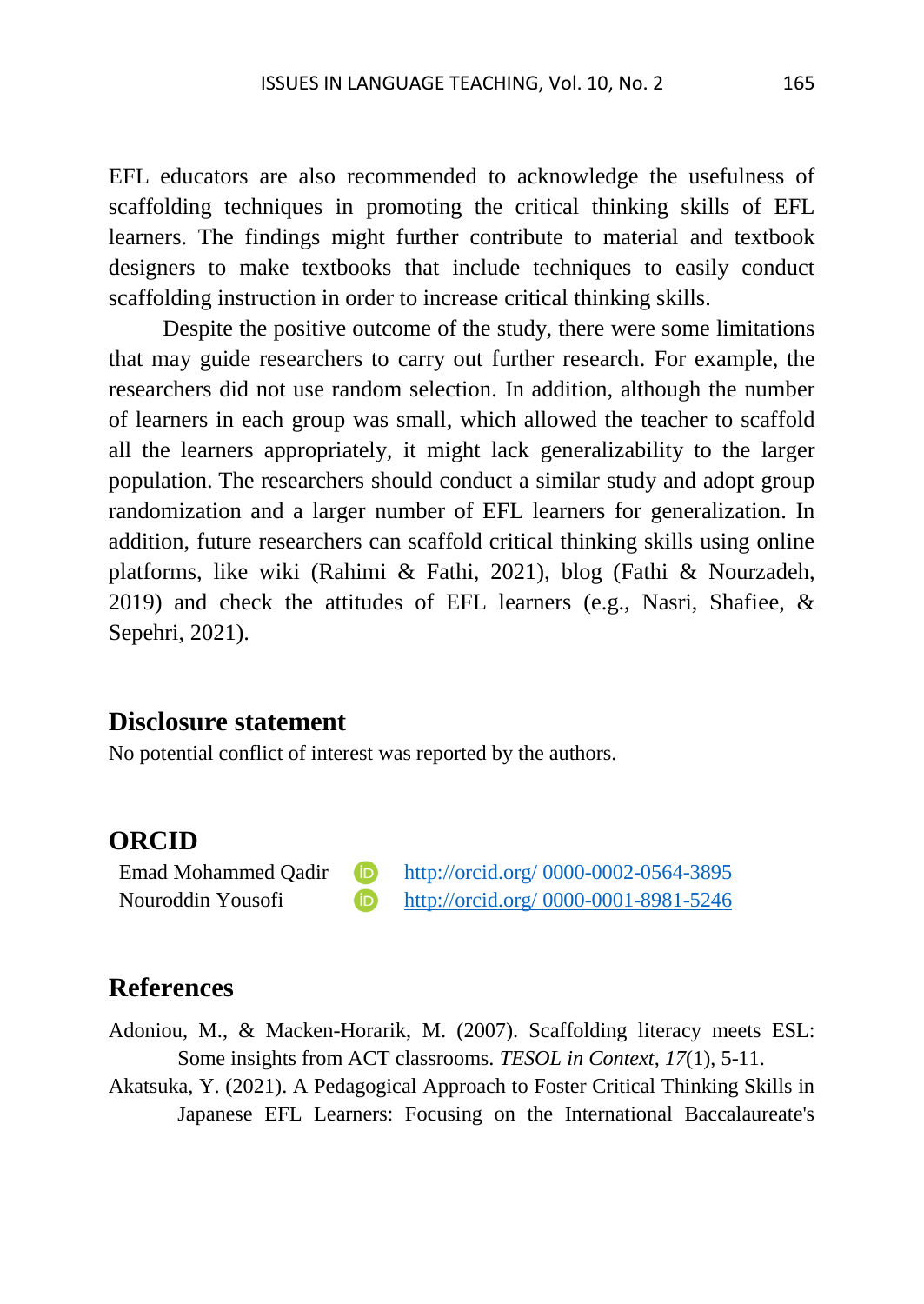EFL educators are also recommended to acknowledge the usefulness of scaffolding techniques in promoting the critical thinking skills of EFL learners. The findings might further contribute to material and textbook designers to make textbooks that include techniques to easily conduct scaffolding instruction in order to increase critical thinking skills.

Despite the positive outcome of the study, there were some limitations that may guide researchers to carry out further research. For example, the researchers did not use random selection. In addition, although the number of learners in each group was small, which allowed the teacher to scaffold all the learners appropriately, it might lack generalizability to the larger population. The researchers should conduct a similar study and adopt group randomization and a larger number of EFL learners for generalization. In addition, future researchers can scaffold critical thinking skills using online platforms, like wiki (Rahimi & Fathi, 2021), blog (Fathi & Nourzadeh, 2019) and check the attitudes of EFL learners (e.g., Nasri, Shafiee, & Sepehri, 2021).

## Disclosure statement

No potential conflict of interest was reported by the authors.

## ORCID

Emad Mohammed Qadir http://orcid.org/ 0000-0002-0564-3895
Nouroddin Yousofi http://orcid.org/ 0000-0001-8981-5246

## References

Adoniou, M., & Macken-Horarik, M. (2007). Scaffolding literacy meets ESL: Some insights from ACT classrooms. *TESOL in Context*, *17*(1), 5-11.

Akatsuka, Y. (2021). A Pedagogical Approach to Foster Critical Thinking Skills in Japanese EFL Learners: Focusing on the International Baccalaureate's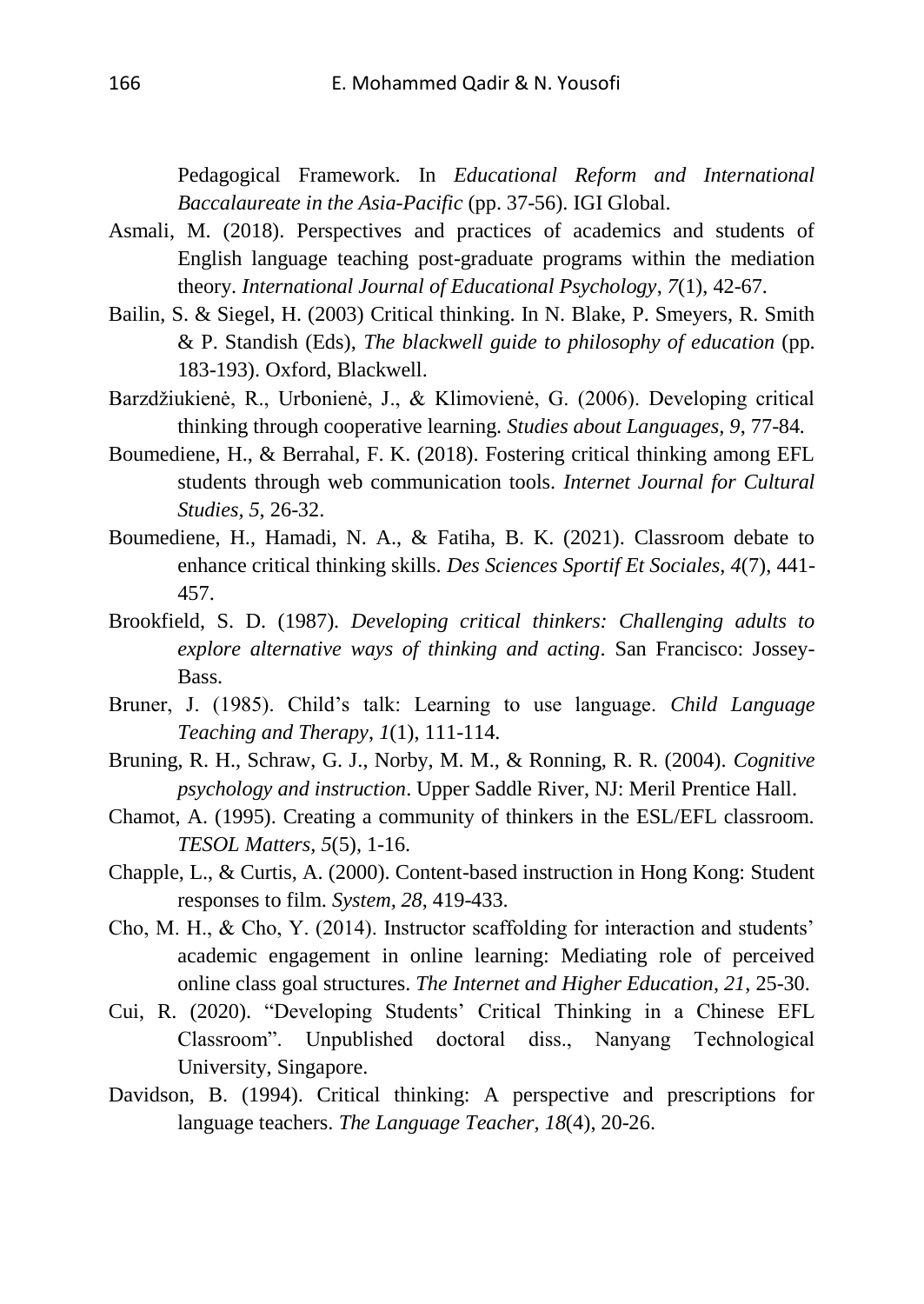Pedagogical Framework. In *Educational Reform and International Baccalaureate in the Asia-Pacific* (pp. 37-56). IGI Global.

Asmali, M. (2018). Perspectives and practices of academics and students of English language teaching post-graduate programs within the mediation theory. *International Journal of Educational Psychology*, *7*(1), 42-67.

Bailin, S. & Siegel, H. (2003) Critical thinking. In N. Blake, P. Smeyers, R. Smith & P. Standish (Eds), *The blackwell guide to philosophy of education* (pp. 183-193). Oxford, Blackwell.

Barzdžiukienė, R., Urbonienė, J., & Klimovienė, G. (2006). Developing critical thinking through cooperative learning. *Studies about Languages*, *9*, 77-84.

Boumediene, H., & Berrahal, F. K. (2018). Fostering critical thinking among EFL students through web communication tools. *Internet Journal for Cultural Studies, 5*, 26-32.

Boumediene, H., Hamadi, N. A., & Fatiha, B. K. (2021). Classroom debate to enhance critical thinking skills. *Des Sciences Sportif Et Sociales*, *4*(7), 441-457.

Brookfield, S. D. (1987). *Developing critical thinkers: Challenging adults to explore alternative ways of thinking and acting*. San Francisco: Jossey-Bass.

Bruner, J. (1985). Child's talk: Learning to use language. *Child Language Teaching and Therapy*, *1*(1), 111-114.

Bruning, R. H., Schraw, G. J., Norby, M. M., & Ronning, R. R. (2004). *Cognitive psychology and instruction*. Upper Saddle River, NJ: Meril Prentice Hall.

Chamot, A. (1995). Creating a community of thinkers in the ESL/EFL classroom. *TESOL Matters*, *5*(5), 1-16.

Chapple, L., & Curtis, A. (2000). Content-based instruction in Hong Kong: Student responses to film. *System*, *28*, 419-433.

Cho, M. H., & Cho, Y. (2014). Instructor scaffolding for interaction and students' academic engagement in online learning: Mediating role of perceived online class goal structures. *The Internet and Higher Education*, *21*, 25-30.

Cui, R. (2020). "Developing Students' Critical Thinking in a Chinese EFL Classroom". Unpublished doctoral diss., Nanyang Technological University, Singapore.

Davidson, B. (1994). Critical thinking: A perspective and prescriptions for language teachers. *The Language Teacher*, *18*(4), 20-26.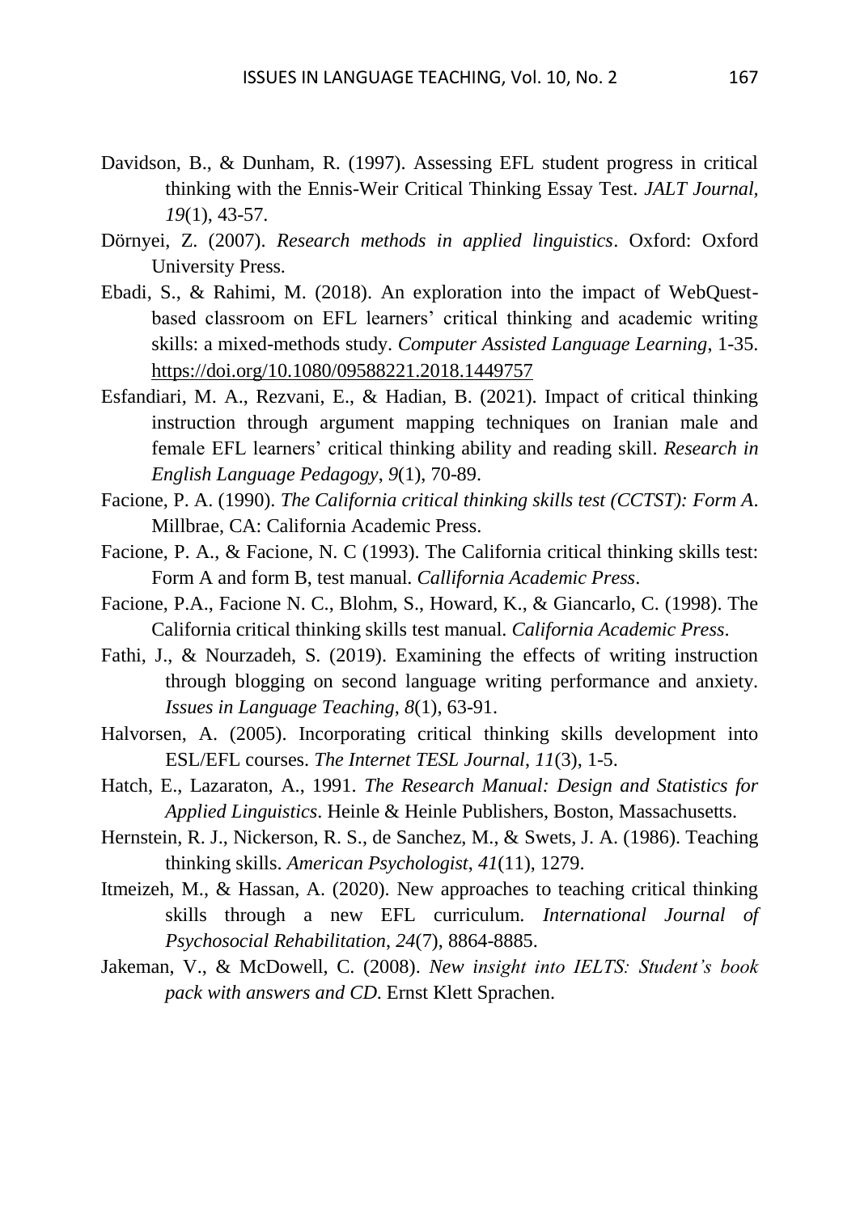Davidson, B., & Dunham, R. (1997). Assessing EFL student progress in critical thinking with the Ennis-Weir Critical Thinking Essay Test. *JALT Journal*, *19*(1), 43-57.

Dörnyei, Z. (2007). *Research methods in applied linguistics*. Oxford: Oxford University Press.

Ebadi, S., & Rahimi, M. (2018). An exploration into the impact of WebQuest-based classroom on EFL learners' critical thinking and academic writing skills: a mixed-methods study. *Computer Assisted Language Learning*, 1-35. https://doi.org/10.1080/09588221.2018.1449757

Esfandiari, M. A., Rezvani, E., & Hadian, B. (2021). Impact of critical thinking instruction through argument mapping techniques on Iranian male and female EFL learners' critical thinking ability and reading skill. *Research in English Language Pedagogy*, *9*(1), 70-89.

Facione, P. A. (1990). *The California critical thinking skills test (CCTST): Form A*. Millbrae, CA: California Academic Press.

Facione, P. A., & Facione, N. C (1993). The California critical thinking skills test: Form A and form B, test manual. *Callifornia Academic Press*.

Facione, P.A., Facione N. C., Blohm, S., Howard, K., & Giancarlo, C. (1998). The California critical thinking skills test manual. *California Academic Press*.

Fathi, J., & Nourzadeh, S. (2019). Examining the effects of writing instruction through blogging on second language writing performance and anxiety. *Issues in Language Teaching*, *8*(1), 63-91.

Halvorsen, A. (2005). Incorporating critical thinking skills development into ESL/EFL courses. *The Internet TESL Journal*, *11*(3), 1-5.

Hatch, E., Lazaraton, A., 1991. *The Research Manual: Design and Statistics for Applied Linguistics*. Heinle & Heinle Publishers, Boston, Massachusetts.

Hernstein, R. J., Nickerson, R. S., de Sanchez, M., & Swets, J. A. (1986). Teaching thinking skills. *American Psychologist*, *41*(11), 1279.

Itmeizeh, M., & Hassan, A. (2020). New approaches to teaching critical thinking skills through a new EFL curriculum. *International Journal of Psychosocial Rehabilitation*, *24*(7), 8864-8885.

Jakeman, V., & McDowell, C. (2008). *New insight into IELTS: Student's book pack with answers and CD.* Ernst Klett Sprachen.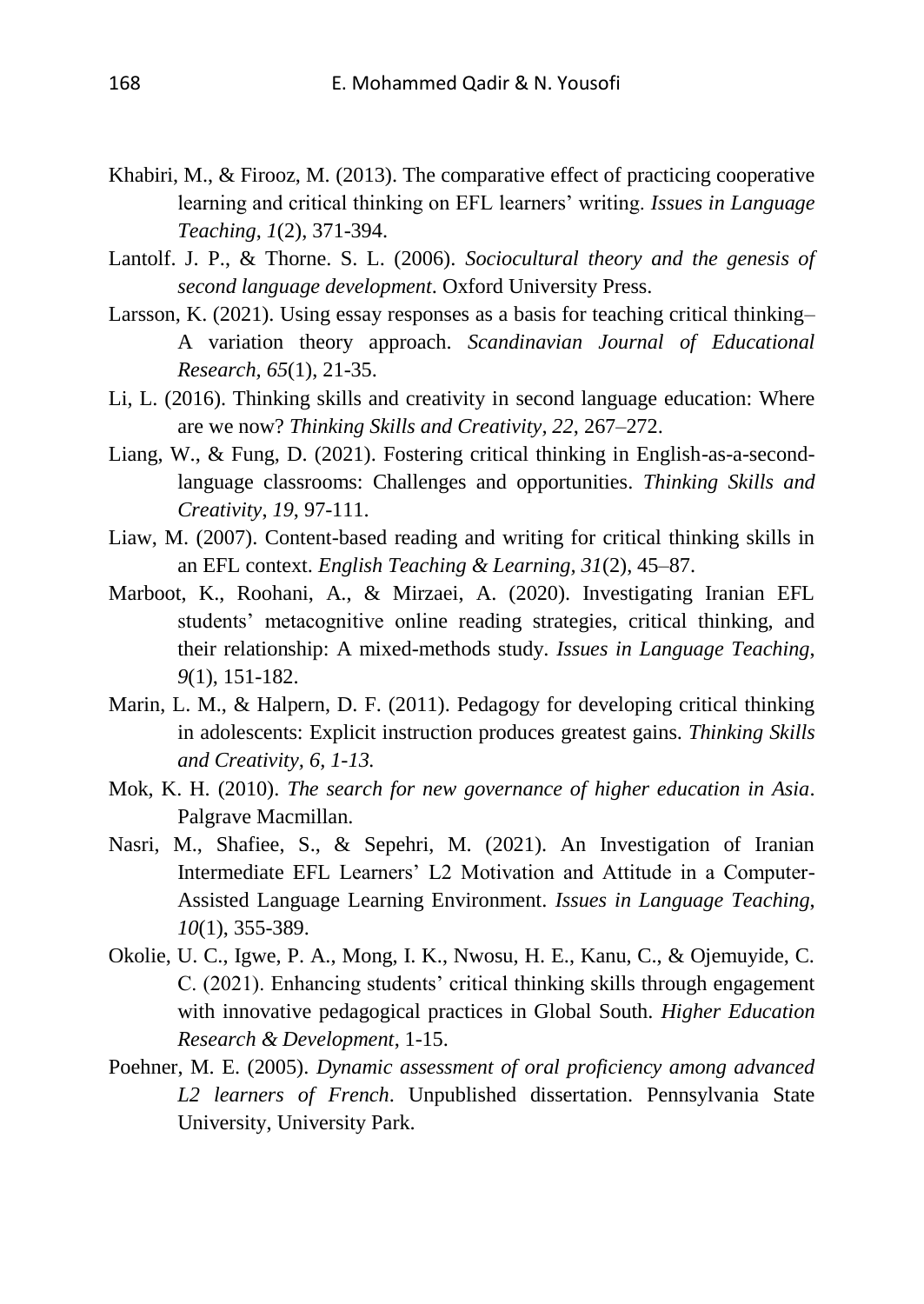Khabiri, M., & Firooz, M. (2013). The comparative effect of practicing cooperative learning and critical thinking on EFL learners' writing. *Issues in Language Teaching*, *1*(2), 371-394.

Lantolf. J. P., & Thorne. S. L. (2006). *Sociocultural theory and the genesis of second language development*. Oxford University Press.

Larsson, K. (2021). Using essay responses as a basis for teaching critical thinking– A variation theory approach. *Scandinavian Journal of Educational Research, 65*(1), 21-35.

Li, L. (2016). Thinking skills and creativity in second language education: Where are we now? *Thinking Skills and Creativity*, *22*, 267–272.

Liang, W., & Fung, D. (2021). Fostering critical thinking in English-as-a-second-language classrooms: Challenges and opportunities. *Thinking Skills and Creativity*, *19*, 97-111.

Liaw, M. (2007). Content-based reading and writing for critical thinking skills in an EFL context. *English Teaching & Learning, 31*(2), 45–87.

Marboot, K., Roohani, A., & Mirzaei, A. (2020). Investigating Iranian EFL students' metacognitive online reading strategies, critical thinking, and their relationship: A mixed-methods study. *Issues in Language Teaching*, *9*(1), 151-182.

Marin, L. M., & Halpern, D. F. (2011). Pedagogy for developing critical thinking in adolescents: Explicit instruction produces greatest gains. *Thinking Skills and Creativity, 6, 1-13.*

Mok, K. H. (2010). *The search for new governance of higher education in Asia*. Palgrave Macmillan.

Nasri, M., Shafiee, S., & Sepehri, M. (2021). An Investigation of Iranian Intermediate EFL Learners' L2 Motivation and Attitude in a Computer-Assisted Language Learning Environment. *Issues in Language Teaching*, *10*(1), 355-389.

Okolie, U. C., Igwe, P. A., Mong, I. K., Nwosu, H. E., Kanu, C., & Ojemuyide, C. C. (2021). Enhancing students' critical thinking skills through engagement with innovative pedagogical practices in Global South. *Higher Education Research & Development*, 1-15.

Poehner, M. E. (2005). *Dynamic assessment of oral proficiency among advanced L2 learners of French*. Unpublished dissertation. Pennsylvania State University, University Park.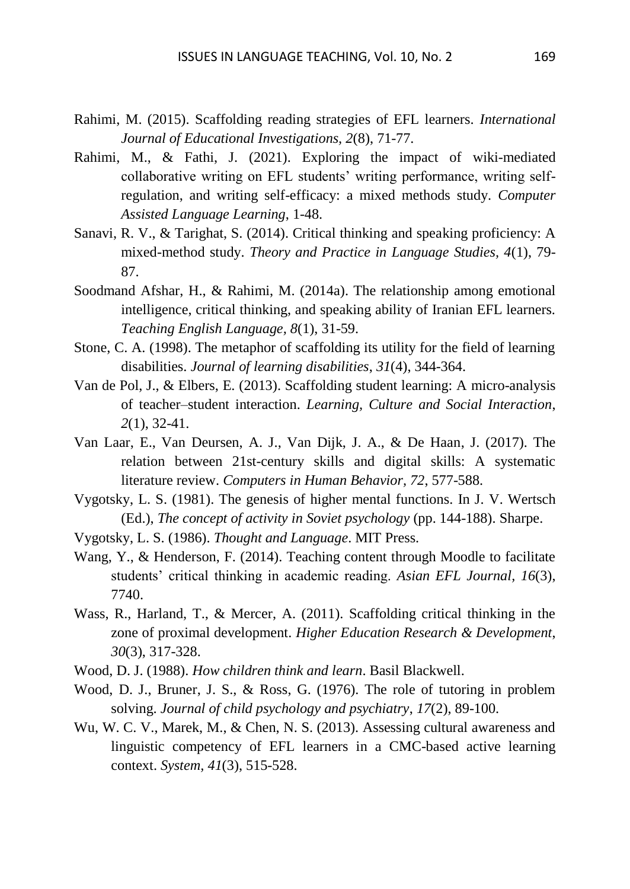Rahimi, M. (2015). Scaffolding reading strategies of EFL learners. *International Journal of Educational Investigations*, *2*(8), 71-77.

Rahimi, M., & Fathi, J. (2021). Exploring the impact of wiki-mediated collaborative writing on EFL students' writing performance, writing self-regulation, and writing self-efficacy: a mixed methods study. *Computer Assisted Language Learning*, 1-48.

Sanavi, R. V., & Tarighat, S. (2014). Critical thinking and speaking proficiency: A mixed-method study. *Theory and Practice in Language Studies*, *4*(1), 79-87.

Soodmand Afshar, H., & Rahimi, M. (2014a). The relationship among emotional intelligence, critical thinking, and speaking ability of Iranian EFL learners. *Teaching English Language*, *8*(1), 31-59.

Stone, C. A. (1998). The metaphor of scaffolding its utility for the field of learning disabilities. *Journal of learning disabilities*, *31*(4), 344-364.

Van de Pol, J., & Elbers, E. (2013). Scaffolding student learning: A micro-analysis of teacher–student interaction. *Learning, Culture and Social Interaction*, *2*(1), 32-41.

Van Laar, E., Van Deursen, A. J., Van Dijk, J. A., & De Haan, J. (2017). The relation between 21st-century skills and digital skills: A systematic literature review. *Computers in Human Behavior*, *72*, 577-588.

Vygotsky, L. S. (1981). The genesis of higher mental functions. In J. V. Wertsch (Ed.), *The concept of activity in Soviet psychology* (pp. 144-188). Sharpe.

Vygotsky, L. S. (1986). *Thought and Language*. MIT Press.

Wang, Y., & Henderson, F. (2014). Teaching content through Moodle to facilitate students' critical thinking in academic reading. *Asian EFL Journal*, *16*(3), 7740.

Wass, R., Harland, T., & Mercer, A. (2011). Scaffolding critical thinking in the zone of proximal development. *Higher Education Research & Development*, *30*(3), 317-328.

Wood, D. J. (1988). *How children think and learn*. Basil Blackwell.

Wood, D. J., Bruner, J. S., & Ross, G. (1976). The role of tutoring in problem solving. *Journal of child psychology and psychiatry*, *17*(2), 89-100.

Wu, W. C. V., Marek, M., & Chen, N. S. (2013). Assessing cultural awareness and linguistic competency of EFL learners in a CMC-based active learning context. *System*, *41*(3), 515-528.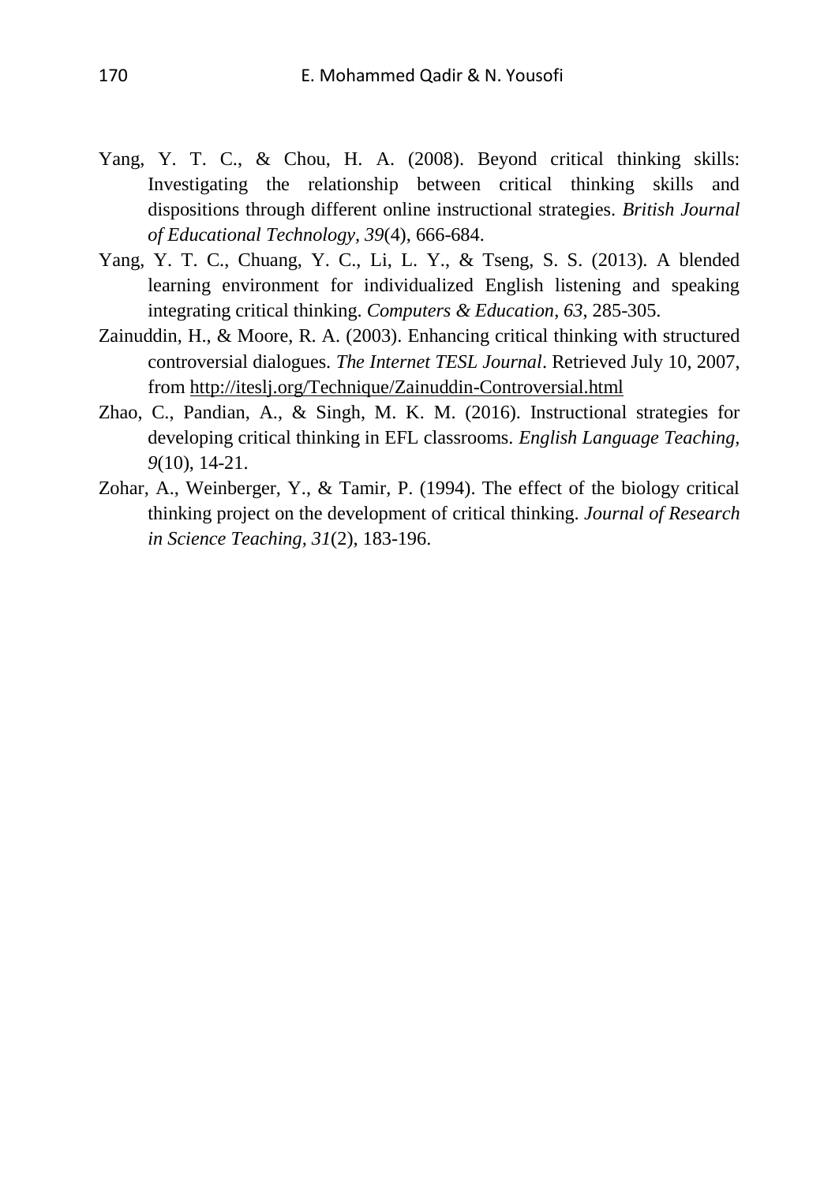Yang, Y. T. C., & Chou, H. A. (2008). Beyond critical thinking skills: Investigating the relationship between critical thinking skills and dispositions through different online instructional strategies. *British Journal of Educational Technology, 39*(4), 666-684.

Yang, Y. T. C., Chuang, Y. C., Li, L. Y., & Tseng, S. S. (2013). A blended learning environment for individualized English listening and speaking integrating critical thinking. *Computers & Education*, *63*, 285-305.

Zainuddin, H., & Moore, R. A. (2003). Enhancing critical thinking with structured controversial dialogues. *The Internet TESL Journal*. Retrieved July 10, 2007, from http://iteslj.org/Technique/Zainuddin-Controversial.html

Zhao, C., Pandian, A., & Singh, M. K. M. (2016). Instructional strategies for developing critical thinking in EFL classrooms. *English Language Teaching*, *9*(10), 14-21.

Zohar, A., Weinberger, Y., & Tamir, P. (1994). The effect of the biology critical thinking project on the development of critical thinking. *Journal of Research in Science Teaching, 31*(2), 183-196.